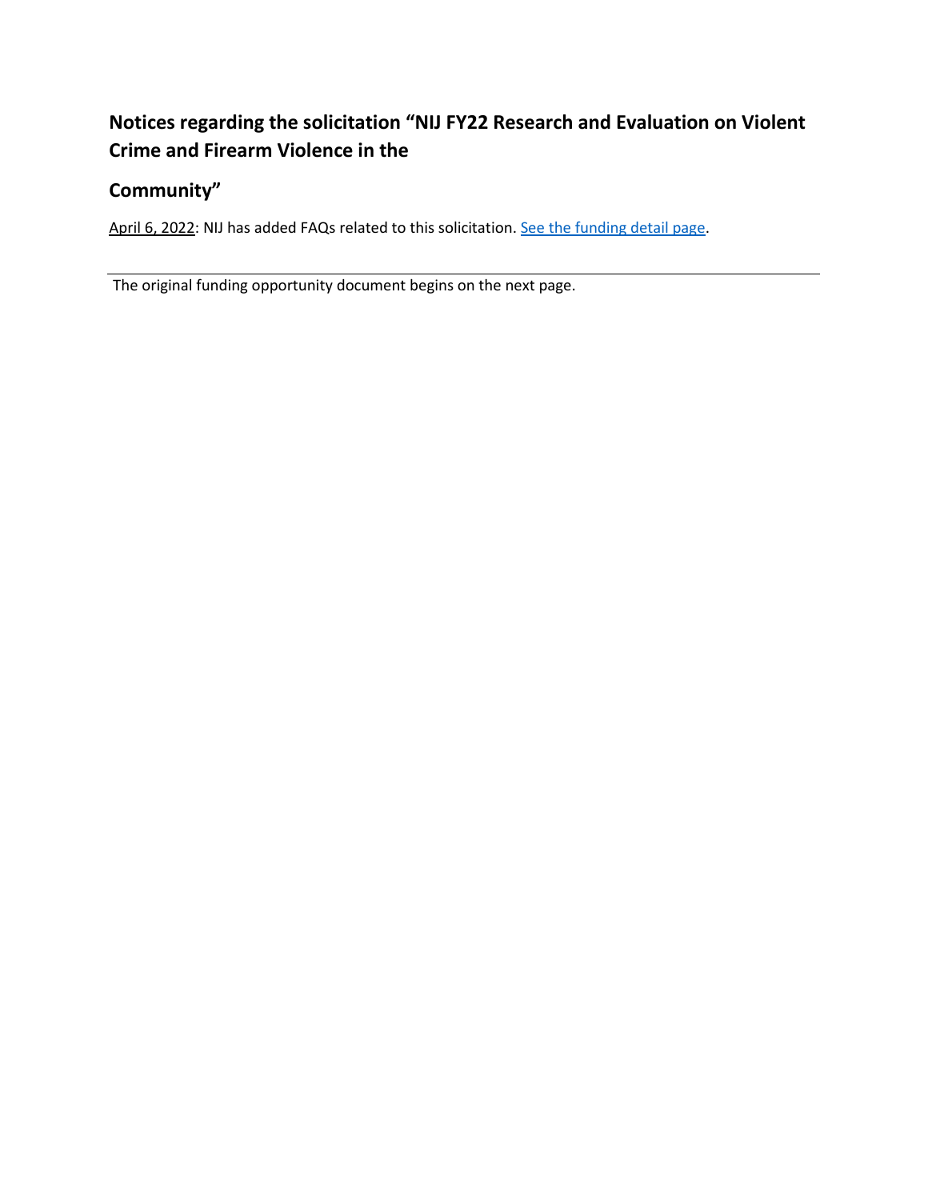## Notices regarding the solicitation "NIJ FY22 Research and Evaluation on Violent Crime and Firearm Violence in the Community"

April 6, 2022: NIJ has added FAQs related to this solicitation. [See the funding detail page].

---

The original funding opportunity document begins on the next page.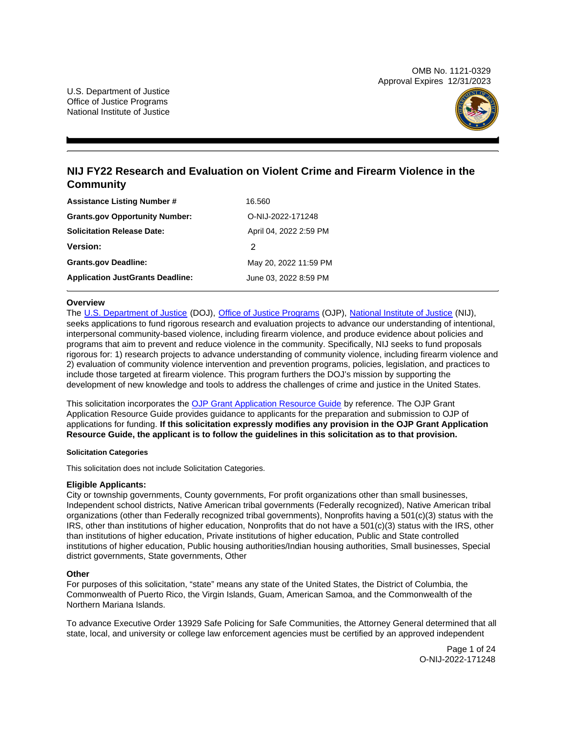U.S. Department of Justice
Office of Justice Programs
National Institute of Justice

OMB No. 1121-0329
Approval Expires 12/31/2023

# NIJ FY22 Research and Evaluation on Violent Crime and Firearm Violence in the Community

| | |
|---|---|
| **Assistance Listing Number #** | 16.560 |
| **Grants.gov Opportunity Number:** | O-NIJ-2022-171248 |
| **Solicitation Release Date:** | April 04, 2022 2:59 PM |
| **Version:** | 2 |
| **Grants.gov Deadline:** | May 20, 2022 11:59 PM |
| **Application JustGrants Deadline:** | June 03, 2022 8:59 PM |

### Overview

The [U.S. Department of Justice](https://www.justice.gov/) (DOJ), [Office of Justice Programs](https://www.ojp.gov/) (OJP), [National Institute of Justice](https://nij.ojp.gov/) (NIJ), seeks applications to fund rigorous research and evaluation projects to advance our understanding of intentional, interpersonal community-based violence, including firearm violence, and produce evidence about policies and programs that aim to prevent and reduce violence in the community. Specifically, NIJ seeks to fund proposals rigorous for: 1) research projects to advance understanding of community violence, including firearm violence and 2) evaluation of community violence intervention and prevention programs, policies, legislation, and practices to include those targeted at firearm violence. This program furthers the DOJ's mission by supporting the development of new knowledge and tools to address the challenges of crime and justice in the United States.

This solicitation incorporates the [OJP Grant Application Resource Guide](https://www.ojp.gov/funding/apply/ojp-grant-application-resource-guide) by reference. The OJP Grant Application Resource Guide provides guidance to applicants for the preparation and submission to OJP of applications for funding. **If this solicitation expressly modifies any provision in the OJP Grant Application Resource Guide, the applicant is to follow the guidelines in this solicitation as to that provision.**

#### Solicitation Categories

This solicitation does not include Solicitation Categories.

### Eligible Applicants:

City or township governments, County governments, For profit organizations other than small businesses, Independent school districts, Native American tribal governments (Federally recognized), Native American tribal organizations (other than Federally recognized tribal governments), Nonprofits having a 501(c)(3) status with the IRS, other than institutions of higher education, Nonprofits that do not have a 501(c)(3) status with the IRS, other than institutions of higher education, Private institutions of higher education, Public and State controlled institutions of higher education, Public housing authorities/Indian housing authorities, Small businesses, Special district governments, State governments, Other

### Other

For purposes of this solicitation, "state" means any state of the United States, the District of Columbia, the Commonwealth of Puerto Rico, the Virgin Islands, Guam, American Samoa, and the Commonwealth of the Northern Mariana Islands.

To advance Executive Order 13929 Safe Policing for Safe Communities, the Attorney General determined that all state, local, and university or college law enforcement agencies must be certified by an approved independent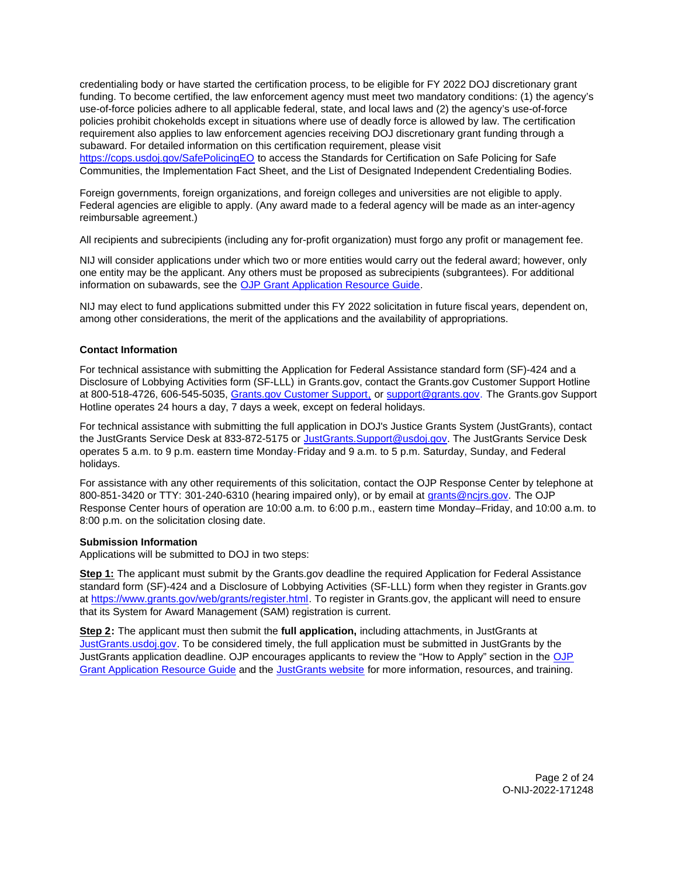credentialing body or have started the certification process, to be eligible for FY 2022 DOJ discretionary grant funding. To become certified, the law enforcement agency must meet two mandatory conditions: (1) the agency's use-of-force policies adhere to all applicable federal, state, and local laws and (2) the agency's use-of-force policies prohibit chokeholds except in situations where use of deadly force is allowed by law. The certification requirement also applies to law enforcement agencies receiving DOJ discretionary grant funding through a subaward. For detailed information on this certification requirement, please visit [https://cops.usdoj.gov/SafePolicingEO](https://cops.usdoj.gov/SafePolicingEO) to access the Standards for Certification on Safe Policing for Safe Communities, the Implementation Fact Sheet, and the List of Designated Independent Credentialing Bodies.

Foreign governments, foreign organizations, and foreign colleges and universities are not eligible to apply. Federal agencies are eligible to apply. (Any award made to a federal agency will be made as an inter-agency reimbursable agreement.)

All recipients and subrecipients (including any for-profit organization) must forgo any profit or management fee.

NIJ will consider applications under which two or more entities would carry out the federal award; however, only one entity may be the applicant. Any others must be proposed as subrecipients (subgrantees). For additional information on subawards, see the OJP Grant Application Resource Guide.

NIJ may elect to fund applications submitted under this FY 2022 solicitation in future fiscal years, dependent on, among other considerations, the merit of the applications and the availability of appropriations.

### Contact Information

For technical assistance with submitting the Application for Federal Assistance standard form (SF)-424 and a Disclosure of Lobbying Activities form (SF-LLL) in Grants.gov, contact the Grants.gov Customer Support Hotline at 800-518-4726, 606-545-5035, Grants.gov Customer Support, or support@grants.gov. The Grants.gov Support Hotline operates 24 hours a day, 7 days a week, except on federal holidays.

For technical assistance with submitting the full application in DOJ's Justice Grants System (JustGrants), contact the JustGrants Service Desk at 833-872-5175 or JustGrants.Support@usdoj.gov. The JustGrants Service Desk operates 5 a.m. to 9 p.m. eastern time Monday-Friday and 9 a.m. to 5 p.m. Saturday, Sunday, and Federal holidays.

For assistance with any other requirements of this solicitation, contact the OJP Response Center by telephone at 800-851-3420 or TTY: 301-240-6310 (hearing impaired only), or by email at grants@ncjrs.gov. The OJP Response Center hours of operation are 10:00 a.m. to 6:00 p.m., eastern time Monday–Friday, and 10:00 a.m. to 8:00 p.m. on the solicitation closing date.

### Submission Information

Applications will be submitted to DOJ in two steps:

**Step 1:** The applicant must submit by the Grants.gov deadline the required Application for Federal Assistance standard form (SF)-424 and a Disclosure of Lobbying Activities (SF-LLL) form when they register in Grants.gov at [https://www.grants.gov/web/grants/register.html](https://www.grants.gov/web/grants/register.html). To register in Grants.gov, the applicant will need to ensure that its System for Award Management (SAM) registration is current.

**Step 2:** The applicant must then submit the **full application,** including attachments, in JustGrants at JustGrants.usdoj.gov. To be considered timely, the full application must be submitted in JustGrants by the JustGrants application deadline. OJP encourages applicants to review the "How to Apply" section in the OJP Grant Application Resource Guide and the JustGrants website for more information, resources, and training.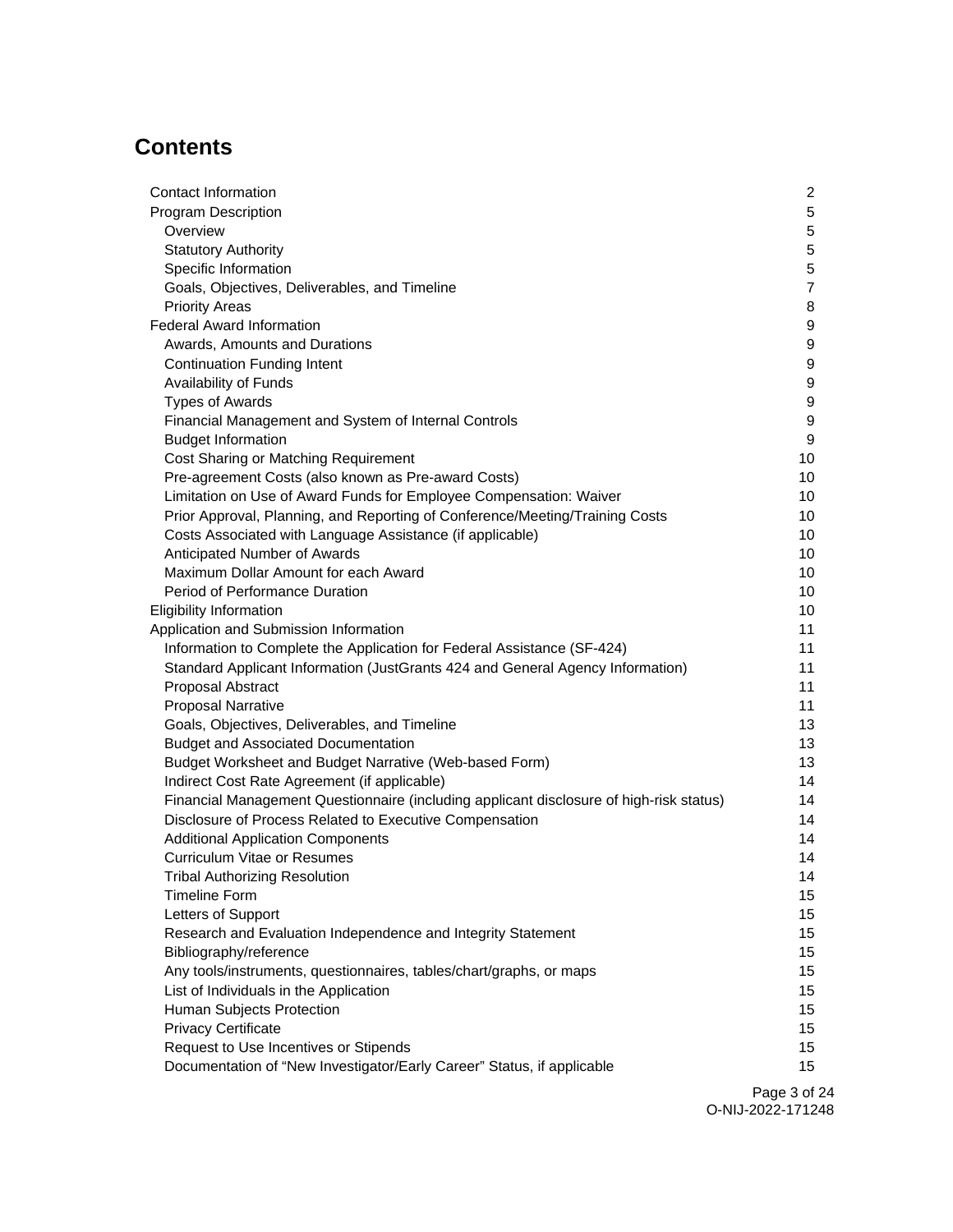## Contents

| | |
|---|---|
| Contact Information | 2 |
| Program Description | 5 |
| Overview | 5 |
| Statutory Authority | 5 |
| Specific Information | 5 |
| Goals, Objectives, Deliverables, and Timeline | 7 |
| Priority Areas | 8 |
| Federal Award Information | 9 |
| Awards, Amounts and Durations | 9 |
| Continuation Funding Intent | 9 |
| Availability of Funds | 9 |
| Types of Awards | 9 |
| Financial Management and System of Internal Controls | 9 |
| Budget Information | 9 |
| Cost Sharing or Matching Requirement | 10 |
| Pre-agreement Costs (also known as Pre-award Costs) | 10 |
| Limitation on Use of Award Funds for Employee Compensation: Waiver | 10 |
| Prior Approval, Planning, and Reporting of Conference/Meeting/Training Costs | 10 |
| Costs Associated with Language Assistance (if applicable) | 10 |
| Anticipated Number of Awards | 10 |
| Maximum Dollar Amount for each Award | 10 |
| Period of Performance Duration | 10 |
| Eligibility Information | 10 |
| Application and Submission Information | 11 |
| Information to Complete the Application for Federal Assistance (SF-424) | 11 |
| Standard Applicant Information (JustGrants 424 and General Agency Information) | 11 |
| Proposal Abstract | 11 |
| Proposal Narrative | 11 |
| Goals, Objectives, Deliverables, and Timeline | 13 |
| Budget and Associated Documentation | 13 |
| Budget Worksheet and Budget Narrative (Web-based Form) | 13 |
| Indirect Cost Rate Agreement (if applicable) | 14 |
| Financial Management Questionnaire (including applicant disclosure of high-risk status) | 14 |
| Disclosure of Process Related to Executive Compensation | 14 |
| Additional Application Components | 14 |
| Curriculum Vitae or Resumes | 14 |
| Tribal Authorizing Resolution | 14 |
| Timeline Form | 15 |
| Letters of Support | 15 |
| Research and Evaluation Independence and Integrity Statement | 15 |
| Bibliography/reference | 15 |
| Any tools/instruments, questionnaires, tables/chart/graphs, or maps | 15 |
| List of Individuals in the Application | 15 |
| Human Subjects Protection | 15 |
| Privacy Certificate | 15 |
| Request to Use Incentives or Stipends | 15 |
| Documentation of "New Investigator/Early Career" Status, if applicable | 15 |

O-NIJ-2022-171248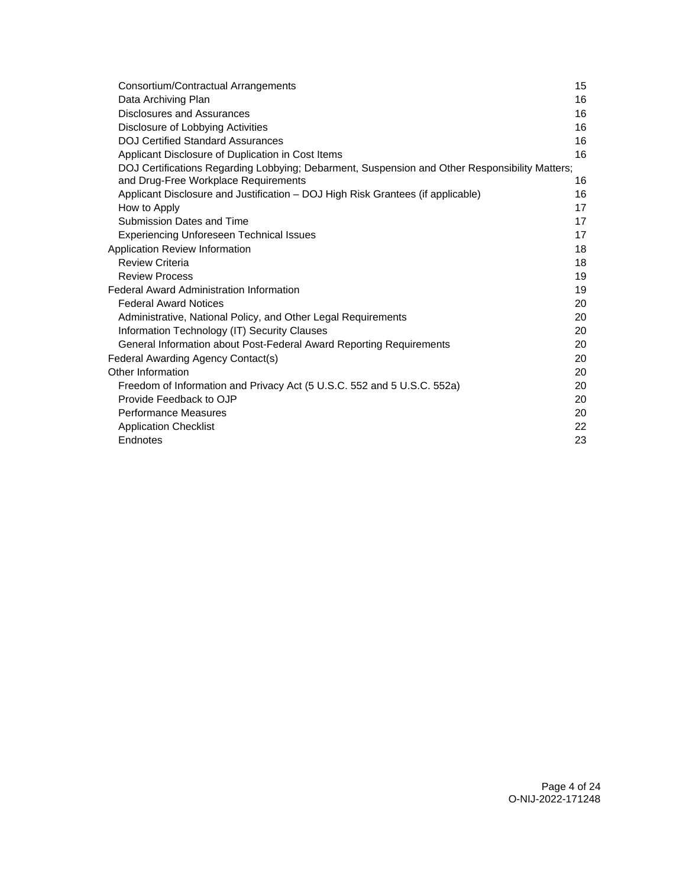Consortium/Contractual Arrangements 15
Data Archiving Plan 16
Disclosures and Assurances 16
Disclosure of Lobbying Activities 16
DOJ Certified Standard Assurances 16
Applicant Disclosure of Duplication in Cost Items 16
DOJ Certifications Regarding Lobbying; Debarment, Suspension and Other Responsibility Matters; and Drug-Free Workplace Requirements 16
Applicant Disclosure and Justification – DOJ High Risk Grantees (if applicable) 16
How to Apply 17
Submission Dates and Time 17
Experiencing Unforeseen Technical Issues 17
Application Review Information 18
Review Criteria 18
Review Process 19
Federal Award Administration Information 19
Federal Award Notices 20
Administrative, National Policy, and Other Legal Requirements 20
Information Technology (IT) Security Clauses 20
General Information about Post-Federal Award Reporting Requirements 20
Federal Awarding Agency Contact(s) 20
Other Information 20
Freedom of Information and Privacy Act (5 U.S.C. 552 and 5 U.S.C. 552a) 20
Provide Feedback to OJP 20
Performance Measures 20
Application Checklist 22
Endnotes 23

O-NIJ-2022-171248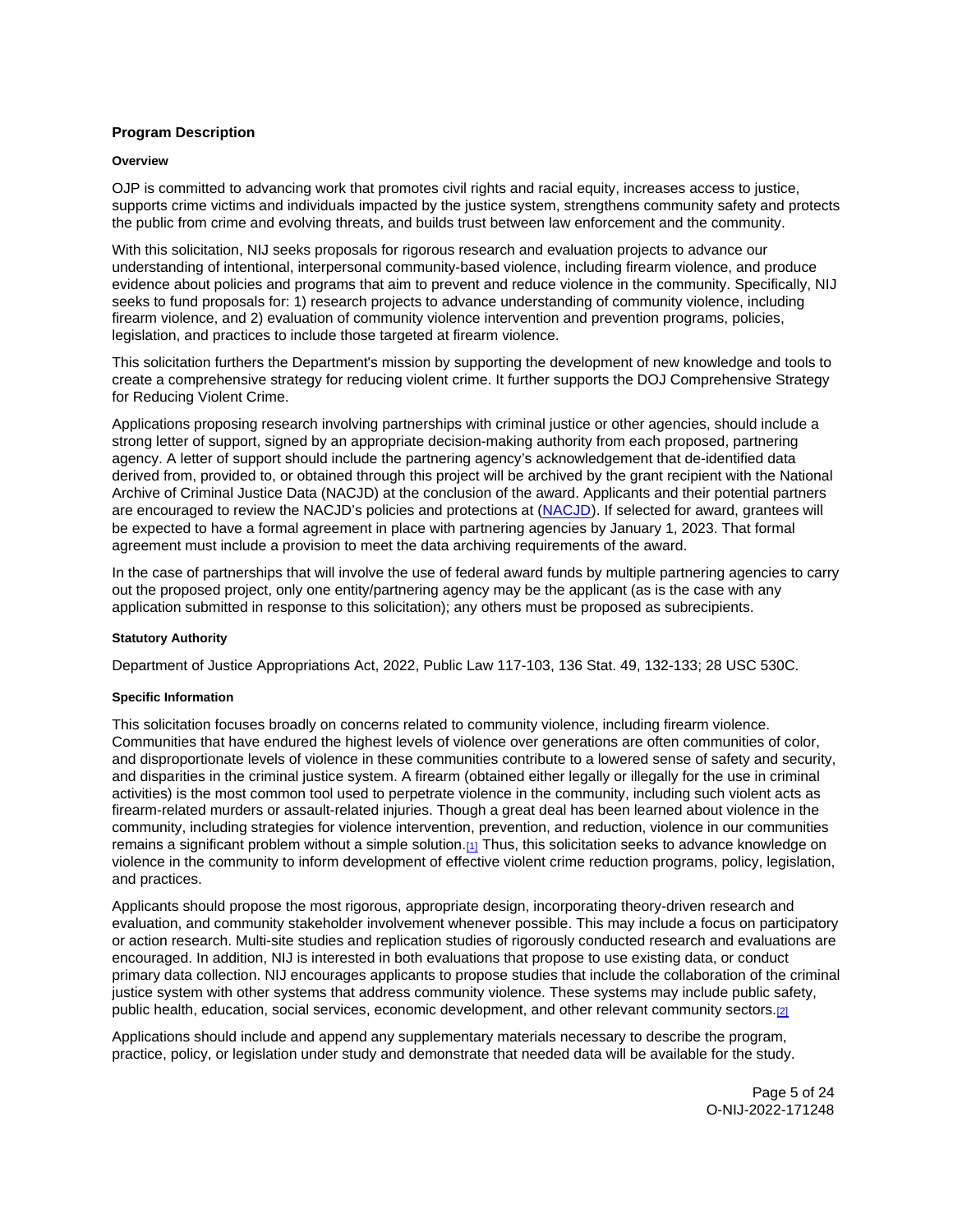## Program Description

### Overview

OJP is committed to advancing work that promotes civil rights and racial equity, increases access to justice, supports crime victims and individuals impacted by the justice system, strengthens community safety and protects the public from crime and evolving threats, and builds trust between law enforcement and the community.

With this solicitation, NIJ seeks proposals for rigorous research and evaluation projects to advance our understanding of intentional, interpersonal community-based violence, including firearm violence, and produce evidence about policies and programs that aim to prevent and reduce violence in the community. Specifically, NIJ seeks to fund proposals for: 1) research projects to advance understanding of community violence, including firearm violence, and 2) evaluation of community violence intervention and prevention programs, policies, legislation, and practices to include those targeted at firearm violence.

This solicitation furthers the Department's mission by supporting the development of new knowledge and tools to create a comprehensive strategy for reducing violent crime. It further supports the DOJ Comprehensive Strategy for Reducing Violent Crime.

Applications proposing research involving partnerships with criminal justice or other agencies, should include a strong letter of support, signed by an appropriate decision-making authority from each proposed, partnering agency. A letter of support should include the partnering agency's acknowledgement that de-identified data derived from, provided to, or obtained through this project will be archived by the grant recipient with the National Archive of Criminal Justice Data (NACJD) at the conclusion of the award. Applicants and their potential partners are encouraged to review the NACJD's policies and protections at (NACJD). If selected for award, grantees will be expected to have a formal agreement in place with partnering agencies by January 1, 2023. That formal agreement must include a provision to meet the data archiving requirements of the award.

In the case of partnerships that will involve the use of federal award funds by multiple partnering agencies to carry out the proposed project, only one entity/partnering agency may be the applicant (as is the case with any application submitted in response to this solicitation); any others must be proposed as subrecipients.

### Statutory Authority

Department of Justice Appropriations Act, 2022, Public Law 117-103, 136 Stat. 49, 132-133; 28 USC 530C.

### Specific Information

This solicitation focuses broadly on concerns related to community violence, including firearm violence. Communities that have endured the highest levels of violence over generations are often communities of color, and disproportionate levels of violence in these communities contribute to a lowered sense of safety and security, and disparities in the criminal justice system. A firearm (obtained either legally or illegally for the use in criminal activities) is the most common tool used to perpetrate violence in the community, including such violent acts as firearm-related murders or assault-related injuries. Though a great deal has been learned about violence in the community, including strategies for violence intervention, prevention, and reduction, violence in our communities remains a significant problem without a simple solution.[1] Thus, this solicitation seeks to advance knowledge on violence in the community to inform development of effective violent crime reduction programs, policy, legislation, and practices.

Applicants should propose the most rigorous, appropriate design, incorporating theory-driven research and evaluation, and community stakeholder involvement whenever possible. This may include a focus on participatory or action research. Multi-site studies and replication studies of rigorously conducted research and evaluations are encouraged. In addition, NIJ is interested in both evaluations that propose to use existing data, or conduct primary data collection. NIJ encourages applicants to propose studies that include the collaboration of the criminal justice system with other systems that address community violence. These systems may include public safety, public health, education, social services, economic development, and other relevant community sectors.[2]

Applications should include and append any supplementary materials necessary to describe the program, practice, policy, or legislation under study and demonstrate that needed data will be available for the study.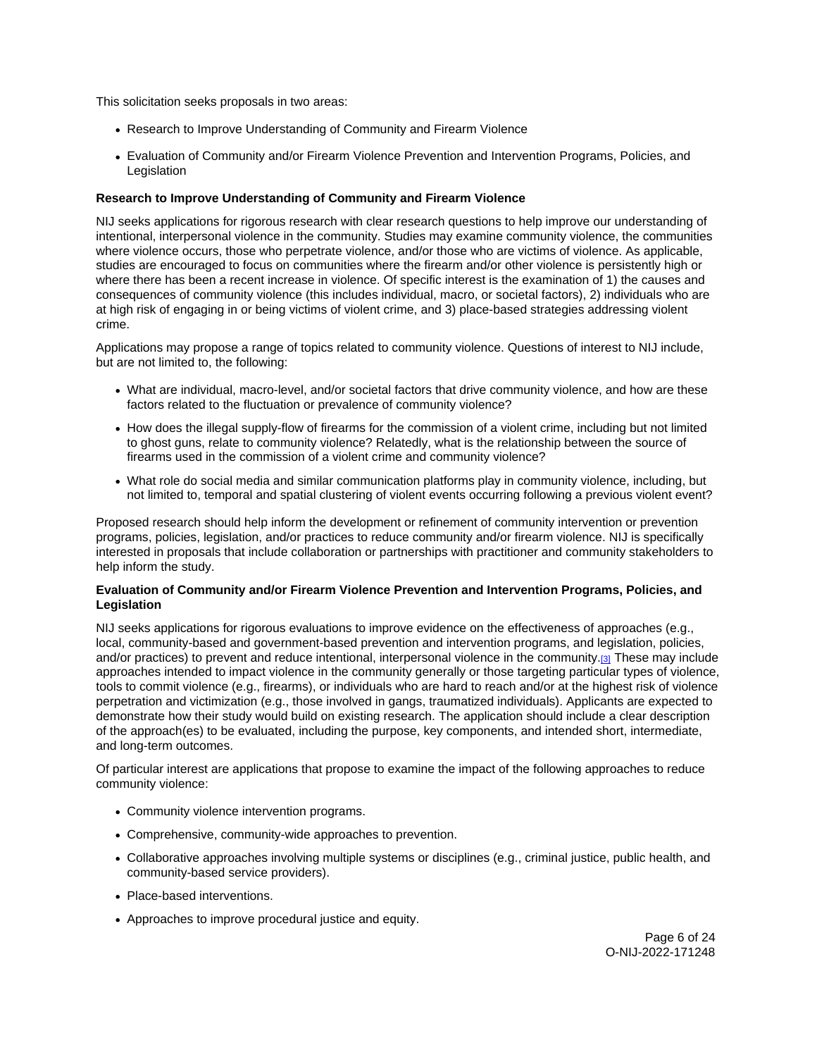This solicitation seeks proposals in two areas:

- Research to Improve Understanding of Community and Firearm Violence
- Evaluation of Community and/or Firearm Violence Prevention and Intervention Programs, Policies, and Legislation

**Research to Improve Understanding of Community and Firearm Violence**

NIJ seeks applications for rigorous research with clear research questions to help improve our understanding of intentional, interpersonal violence in the community. Studies may examine community violence, the communities where violence occurs, those who perpetrate violence, and/or those who are victims of violence. As applicable, studies are encouraged to focus on communities where the firearm and/or other violence is persistently high or where there has been a recent increase in violence. Of specific interest is the examination of 1) the causes and consequences of community violence (this includes individual, macro, or societal factors), 2) individuals who are at high risk of engaging in or being victims of violent crime, and 3) place-based strategies addressing violent crime.

Applications may propose a range of topics related to community violence. Questions of interest to NIJ include, but are not limited to, the following:

- What are individual, macro-level, and/or societal factors that drive community violence, and how are these factors related to the fluctuation or prevalence of community violence?
- How does the illegal supply-flow of firearms for the commission of a violent crime, including but not limited to ghost guns, relate to community violence? Relatedly, what is the relationship between the source of firearms used in the commission of a violent crime and community violence?
- What role do social media and similar communication platforms play in community violence, including, but not limited to, temporal and spatial clustering of violent events occurring following a previous violent event?

Proposed research should help inform the development or refinement of community intervention or prevention programs, policies, legislation, and/or practices to reduce community and/or firearm violence. NIJ is specifically interested in proposals that include collaboration or partnerships with practitioner and community stakeholders to help inform the study.

**Evaluation of Community and/or Firearm Violence Prevention and Intervention Programs, Policies, and Legislation**

NIJ seeks applications for rigorous evaluations to improve evidence on the effectiveness of approaches (e.g., local, community-based and government-based prevention and intervention programs, and legislation, policies, and/or practices) to prevent and reduce intentional, interpersonal violence in the community.[3] These may include approaches intended to impact violence in the community generally or those targeting particular types of violence, tools to commit violence (e.g., firearms), or individuals who are hard to reach and/or at the highest risk of violence perpetration and victimization (e.g., those involved in gangs, traumatized individuals). Applicants are expected to demonstrate how their study would build on existing research. The application should include a clear description of the approach(es) to be evaluated, including the purpose, key components, and intended short, intermediate, and long-term outcomes.

Of particular interest are applications that propose to examine the impact of the following approaches to reduce community violence:

- Community violence intervention programs.
- Comprehensive, community-wide approaches to prevention.
- Collaborative approaches involving multiple systems or disciplines (e.g., criminal justice, public health, and community-based service providers).
- Place-based interventions.
- Approaches to improve procedural justice and equity.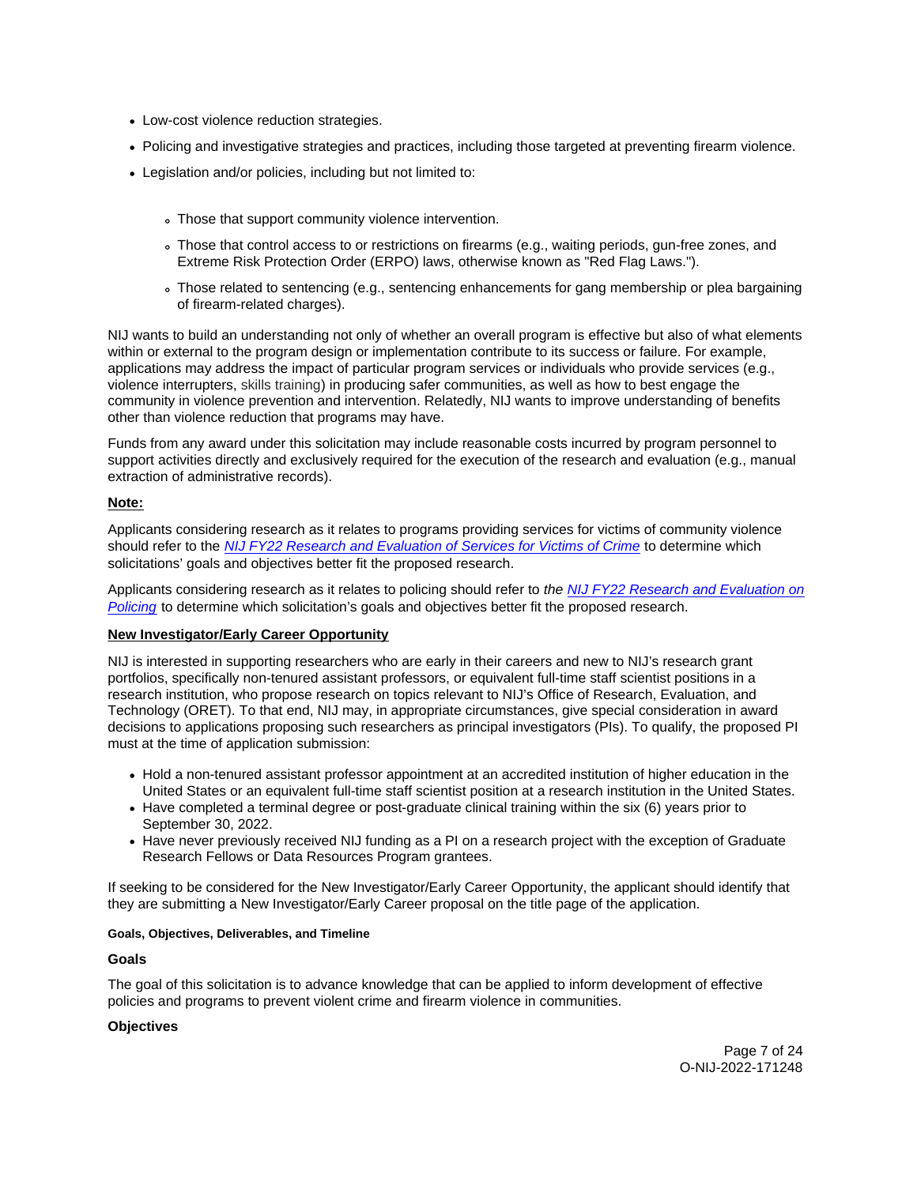- Low-cost violence reduction strategies.
- Policing and investigative strategies and practices, including those targeted at preventing firearm violence.
- Legislation and/or policies, including but not limited to:
    - Those that support community violence intervention.
    - Those that control access to or restrictions on firearms (e.g., waiting periods, gun-free zones, and Extreme Risk Protection Order (ERPO) laws, otherwise known as "Red Flag Laws.").
    - Those related to sentencing (e.g., sentencing enhancements for gang membership or plea bargaining of firearm-related charges).

NIJ wants to build an understanding not only of whether an overall program is effective but also of what elements within or external to the program design or implementation contribute to its success or failure. For example, applications may address the impact of particular program services or individuals who provide services (e.g., violence interrupters, skills training) in producing safer communities, as well as how to best engage the community in violence prevention and intervention. Relatedly, NIJ wants to improve understanding of benefits other than violence reduction that programs may have.

Funds from any award under this solicitation may include reasonable costs incurred by program personnel to support activities directly and exclusively required for the execution of the research and evaluation (e.g., manual extraction of administrative records).

**Note:**

Applicants considering research as it relates to programs providing services for victims of community violence should refer to the *NIJ FY22 Research and Evaluation of Services for Victims of Crime* to determine which solicitations' goals and objectives better fit the proposed research.

Applicants considering research as it relates to policing should refer to *the NIJ FY22 Research and Evaluation on Policing* to determine which solicitation's goals and objectives better fit the proposed research.

**New Investigator/Early Career Opportunity**

NIJ is interested in supporting researchers who are early in their careers and new to NIJ's research grant portfolios, specifically non-tenured assistant professors, or equivalent full-time staff scientist positions in a research institution, who propose research on topics relevant to NIJ's Office of Research, Evaluation, and Technology (ORET). To that end, NIJ may, in appropriate circumstances, give special consideration in award decisions to applications proposing such researchers as principal investigators (PIs). To qualify, the proposed PI must at the time of application submission:

- Hold a non-tenured assistant professor appointment at an accredited institution of higher education in the United States or an equivalent full-time staff scientist position at a research institution in the United States.
- Have completed a terminal degree or post-graduate clinical training within the six (6) years prior to September 30, 2022.
- Have never previously received NIJ funding as a PI on a research project with the exception of Graduate Research Fellows or Data Resources Program grantees.

If seeking to be considered for the New Investigator/Early Career Opportunity, the applicant should identify that they are submitting a New Investigator/Early Career proposal on the title page of the application.

#### Goals, Objectives, Deliverables, and Timeline

**Goals**

The goal of this solicitation is to advance knowledge that can be applied to inform development of effective policies and programs to prevent violent crime and firearm violence in communities.

**Objectives**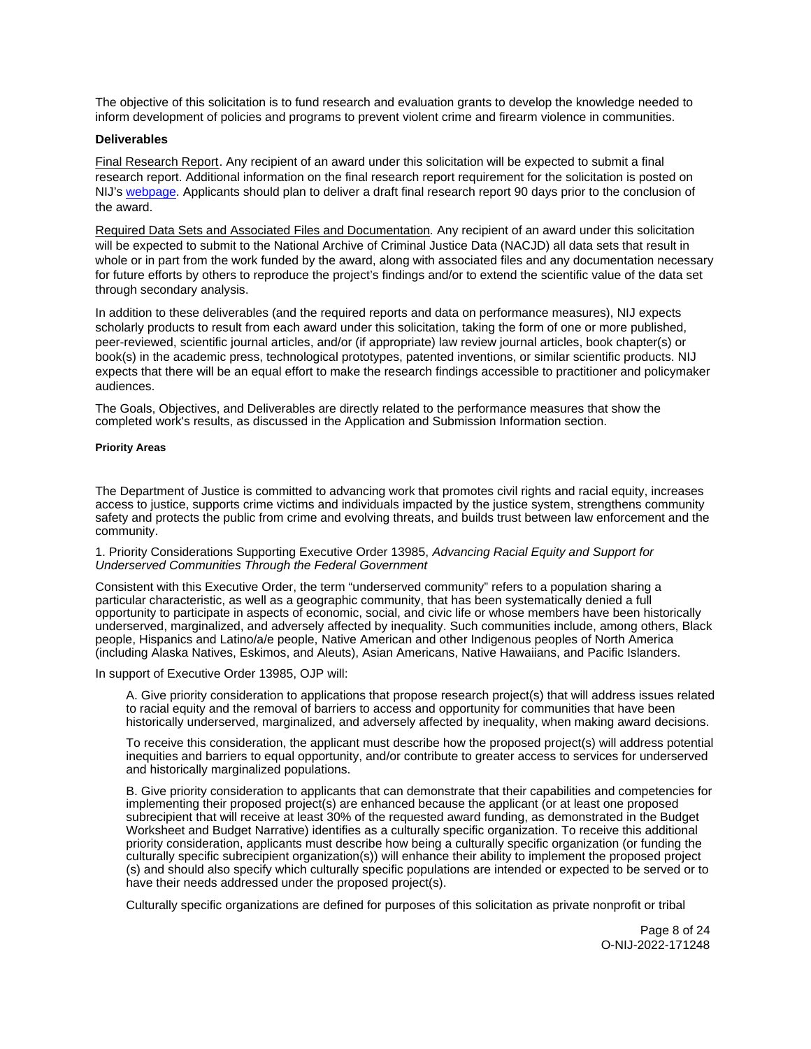The objective of this solicitation is to fund research and evaluation grants to develop the knowledge needed to inform development of policies and programs to prevent violent crime and firearm violence in communities.

### Deliverables

Final Research Report. Any recipient of an award under this solicitation will be expected to submit a final research report. Additional information on the final research report requirement for the solicitation is posted on NIJ's [webpage](webpage). Applicants should plan to deliver a draft final research report 90 days prior to the conclusion of the award.

Required Data Sets and Associated Files and Documentation. Any recipient of an award under this solicitation will be expected to submit to the National Archive of Criminal Justice Data (NACJD) all data sets that result in whole or in part from the work funded by the award, along with associated files and any documentation necessary for future efforts by others to reproduce the project's findings and/or to extend the scientific value of the data set through secondary analysis.

In addition to these deliverables (and the required reports and data on performance measures), NIJ expects scholarly products to result from each award under this solicitation, taking the form of one or more published, peer-reviewed, scientific journal articles, and/or (if appropriate) law review journal articles, book chapter(s) or book(s) in the academic press, technological prototypes, patented inventions, or similar scientific products. NIJ expects that there will be an equal effort to make the research findings accessible to practitioner and policymaker audiences.

The Goals, Objectives, and Deliverables are directly related to the performance measures that show the completed work's results, as discussed in the Application and Submission Information section.

#### Priority Areas

The Department of Justice is committed to advancing work that promotes civil rights and racial equity, increases access to justice, supports crime victims and individuals impacted by the justice system, strengthens community safety and protects the public from crime and evolving threats, and builds trust between law enforcement and the community.

1. Priority Considerations Supporting Executive Order 13985, *Advancing Racial Equity and Support for Underserved Communities Through the Federal Government*

Consistent with this Executive Order, the term "underserved community" refers to a population sharing a particular characteristic, as well as a geographic community, that has been systematically denied a full opportunity to participate in aspects of economic, social, and civic life or whose members have been historically underserved, marginalized, and adversely affected by inequality. Such communities include, among others, Black people, Hispanics and Latino/a/e people, Native American and other Indigenous peoples of North America (including Alaska Natives, Eskimos, and Aleuts), Asian Americans, Native Hawaiians, and Pacific Islanders.

In support of Executive Order 13985, OJP will:

A. Give priority consideration to applications that propose research project(s) that will address issues related to racial equity and the removal of barriers to access and opportunity for communities that have been historically underserved, marginalized, and adversely affected by inequality, when making award decisions.

To receive this consideration, the applicant must describe how the proposed project(s) will address potential inequities and barriers to equal opportunity, and/or contribute to greater access to services for underserved and historically marginalized populations.

B. Give priority consideration to applicants that can demonstrate that their capabilities and competencies for implementing their proposed project(s) are enhanced because the applicant (or at least one proposed subrecipient that will receive at least 30% of the requested award funding, as demonstrated in the Budget Worksheet and Budget Narrative) identifies as a culturally specific organization. To receive this additional priority consideration, applicants must describe how being a culturally specific organization (or funding the culturally specific subrecipient organization(s)) will enhance their ability to implement the proposed project (s) and should also specify which culturally specific populations are intended or expected to be served or to have their needs addressed under the proposed project(s).

Culturally specific organizations are defined for purposes of this solicitation as private nonprofit or tribal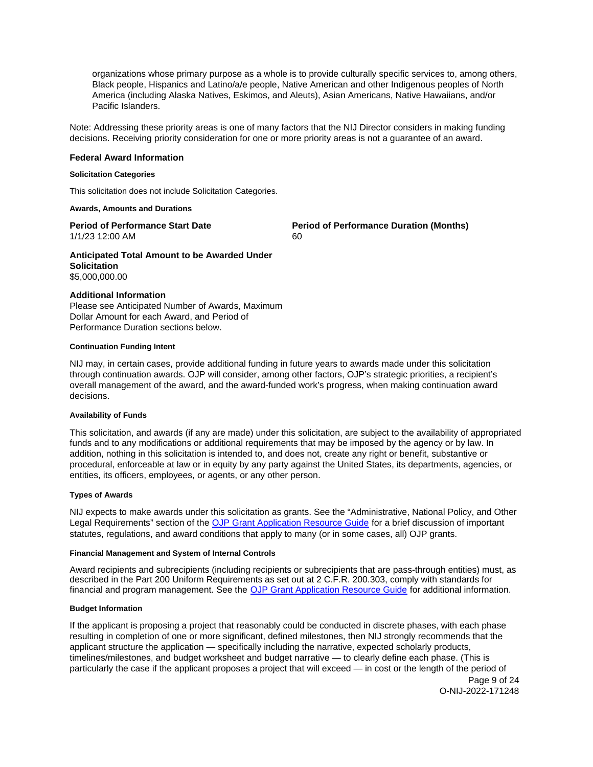organizations whose primary purpose as a whole is to provide culturally specific services to, among others, Black people, Hispanics and Latino/a/e people, Native American and other Indigenous peoples of North America (including Alaska Natives, Eskimos, and Aleuts), Asian Americans, Native Hawaiians, and/or Pacific Islanders.

Note: Addressing these priority areas is one of many factors that the NIJ Director considers in making funding decisions. Receiving priority consideration for one or more priority areas is not a guarantee of an award.

### Federal Award Information

#### Solicitation Categories

This solicitation does not include Solicitation Categories.

#### Awards, Amounts and Durations

**Period of Performance Start Date**
1/1/23 12:00 AM

**Period of Performance Duration (Months)**
60

**Anticipated Total Amount to be Awarded Under Solicitation**
$5,000,000.00

**Additional Information**
Please see Anticipated Number of Awards, Maximum Dollar Amount for each Award, and Period of Performance Duration sections below.

#### Continuation Funding Intent

NIJ may, in certain cases, provide additional funding in future years to awards made under this solicitation through continuation awards. OJP will consider, among other factors, OJP's strategic priorities, a recipient's overall management of the award, and the award-funded work's progress, when making continuation award decisions.

#### Availability of Funds

This solicitation, and awards (if any are made) under this solicitation, are subject to the availability of appropriated funds and to any modifications or additional requirements that may be imposed by the agency or by law. In addition, nothing in this solicitation is intended to, and does not, create any right or benefit, substantive or procedural, enforceable at law or in equity by any party against the United States, its departments, agencies, or entities, its officers, employees, or agents, or any other person.

#### Types of Awards

NIJ expects to make awards under this solicitation as grants. See the "Administrative, National Policy, and Other Legal Requirements" section of the OJP Grant Application Resource Guide for a brief discussion of important statutes, regulations, and award conditions that apply to many (or in some cases, all) OJP grants.

#### Financial Management and System of Internal Controls

Award recipients and subrecipients (including recipients or subrecipients that are pass-through entities) must, as described in the Part 200 Uniform Requirements as set out at 2 C.F.R. 200.303, comply with standards for financial and program management. See the OJP Grant Application Resource Guide for additional information.

#### Budget Information

If the applicant is proposing a project that reasonably could be conducted in discrete phases, with each phase resulting in completion of one or more significant, defined milestones, then NIJ strongly recommends that the applicant structure the application — specifically including the narrative, expected scholarly products, timelines/milestones, and budget worksheet and budget narrative — to clearly define each phase. (This is particularly the case if the applicant proposes a project that will exceed — in cost or the length of the period of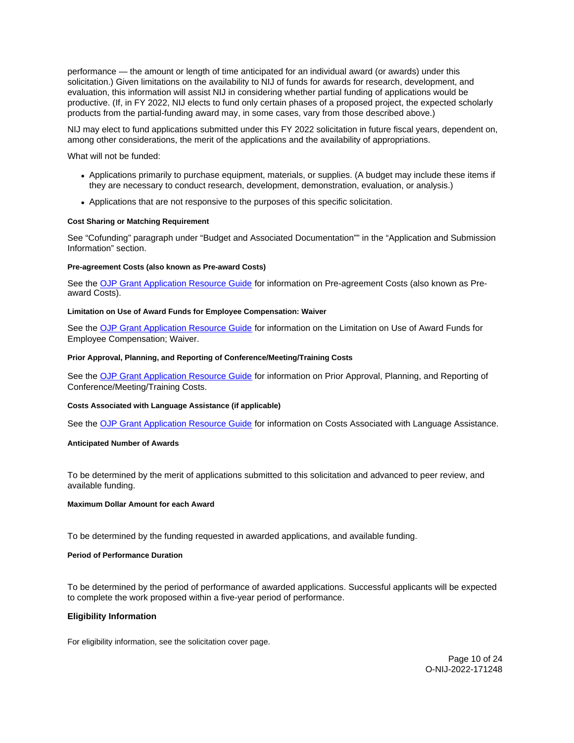performance — the amount or length of time anticipated for an individual award (or awards) under this solicitation.) Given limitations on the availability to NIJ of funds for awards for research, development, and evaluation, this information will assist NIJ in considering whether partial funding of applications would be productive. (If, in FY 2022, NIJ elects to fund only certain phases of a proposed project, the expected scholarly products from the partial-funding award may, in some cases, vary from those described above.)

NIJ may elect to fund applications submitted under this FY 2022 solicitation in future fiscal years, dependent on, among other considerations, the merit of the applications and the availability of appropriations.

What will not be funded:

- Applications primarily to purchase equipment, materials, or supplies. (A budget may include these items if they are necessary to conduct research, development, demonstration, evaluation, or analysis.)
- Applications that are not responsive to the purposes of this specific solicitation.

#### Cost Sharing or Matching Requirement

See "Cofunding" paragraph under "Budget and Associated Documentation"" in the "Application and Submission Information" section.

#### Pre-agreement Costs (also known as Pre-award Costs)

See the OJP Grant Application Resource Guide for information on Pre-agreement Costs (also known as Pre-award Costs).

#### Limitation on Use of Award Funds for Employee Compensation: Waiver

See the OJP Grant Application Resource Guide for information on the Limitation on Use of Award Funds for Employee Compensation; Waiver.

#### Prior Approval, Planning, and Reporting of Conference/Meeting/Training Costs

See the OJP Grant Application Resource Guide for information on Prior Approval, Planning, and Reporting of Conference/Meeting/Training Costs.

#### Costs Associated with Language Assistance (if applicable)

See the OJP Grant Application Resource Guide for information on Costs Associated with Language Assistance.

#### Anticipated Number of Awards

To be determined by the merit of applications submitted to this solicitation and advanced to peer review, and available funding.

#### Maximum Dollar Amount for each Award

To be determined by the funding requested in awarded applications, and available funding.

#### Period of Performance Duration

To be determined by the period of performance of awarded applications. Successful applicants will be expected to complete the work proposed within a five-year period of performance.

### Eligibility Information

For eligibility information, see the solicitation cover page.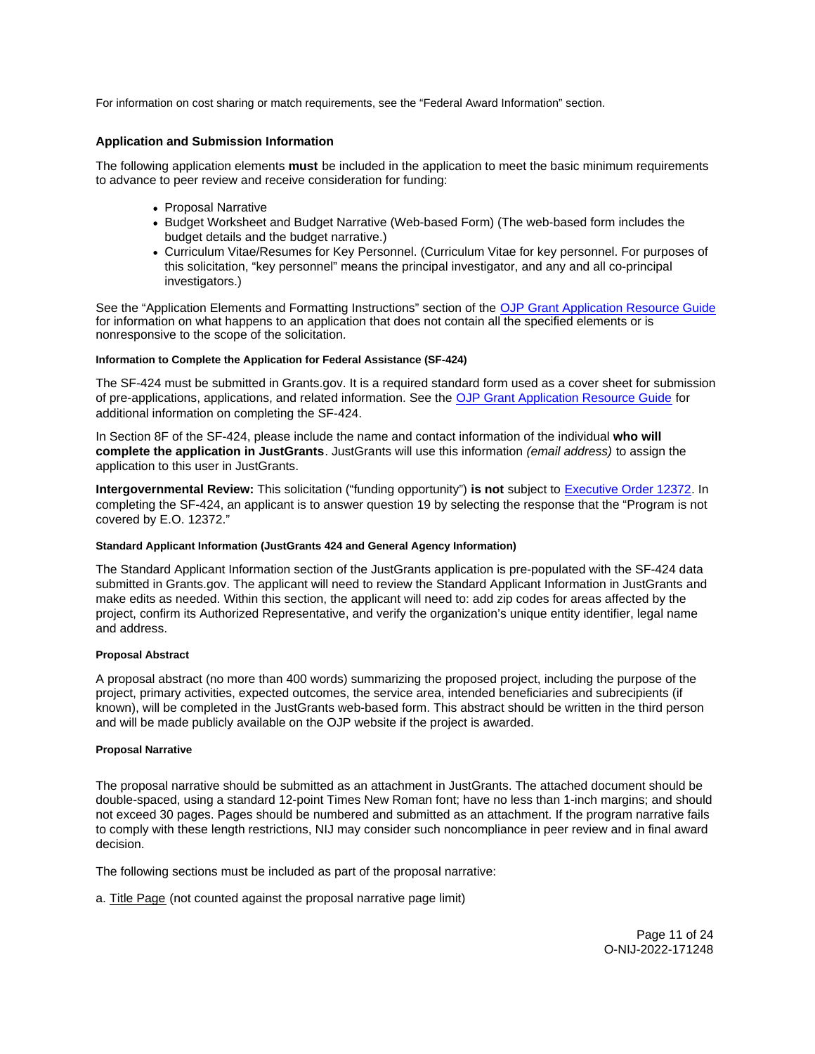For information on cost sharing or match requirements, see the "Federal Award Information" section.

### Application and Submission Information

The following application elements **must** be included in the application to meet the basic minimum requirements to advance to peer review and receive consideration for funding:

- Proposal Narrative
- Budget Worksheet and Budget Narrative (Web-based Form) (The web-based form includes the budget details and the budget narrative.)
- Curriculum Vitae/Resumes for Key Personnel. (Curriculum Vitae for key personnel. For purposes of this solicitation, "key personnel" means the principal investigator, and any and all co-principal investigators.)

See the "Application Elements and Formatting Instructions" section of the [OJP Grant Application Resource Guide](OJP Grant Application Resource Guide) for information on what happens to an application that does not contain all the specified elements or is nonresponsive to the scope of the solicitation.

#### Information to Complete the Application for Federal Assistance (SF-424)

The SF-424 must be submitted in Grants.gov. It is a required standard form used as a cover sheet for submission of pre-applications, applications, and related information. See the [OJP Grant Application Resource Guide](OJP Grant Application Resource Guide) for additional information on completing the SF-424.

In Section 8F of the SF-424, please include the name and contact information of the individual **who will complete the application in JustGrants**. JustGrants will use this information *(email address)* to assign the application to this user in JustGrants.

**Intergovernmental Review:** This solicitation ("funding opportunity") **is not** subject to [Executive Order 12372](Executive Order 12372). In completing the SF-424, an applicant is to answer question 19 by selecting the response that the "Program is not covered by E.O. 12372."

#### Standard Applicant Information (JustGrants 424 and General Agency Information)

The Standard Applicant Information section of the JustGrants application is pre-populated with the SF-424 data submitted in Grants.gov. The applicant will need to review the Standard Applicant Information in JustGrants and make edits as needed. Within this section, the applicant will need to: add zip codes for areas affected by the project, confirm its Authorized Representative, and verify the organization's unique entity identifier, legal name and address.

#### Proposal Abstract

A proposal abstract (no more than 400 words) summarizing the proposed project, including the purpose of the project, primary activities, expected outcomes, the service area, intended beneficiaries and subrecipients (if known), will be completed in the JustGrants web-based form. This abstract should be written in the third person and will be made publicly available on the OJP website if the project is awarded.

#### Proposal Narrative

The proposal narrative should be submitted as an attachment in JustGrants. The attached document should be double-spaced, using a standard 12-point Times New Roman font; have no less than 1-inch margins; and should not exceed 30 pages. Pages should be numbered and submitted as an attachment. If the program narrative fails to comply with these length restrictions, NIJ may consider such noncompliance in peer review and in final award decision.

The following sections must be included as part of the proposal narrative:

a. Title Page (not counted against the proposal narrative page limit)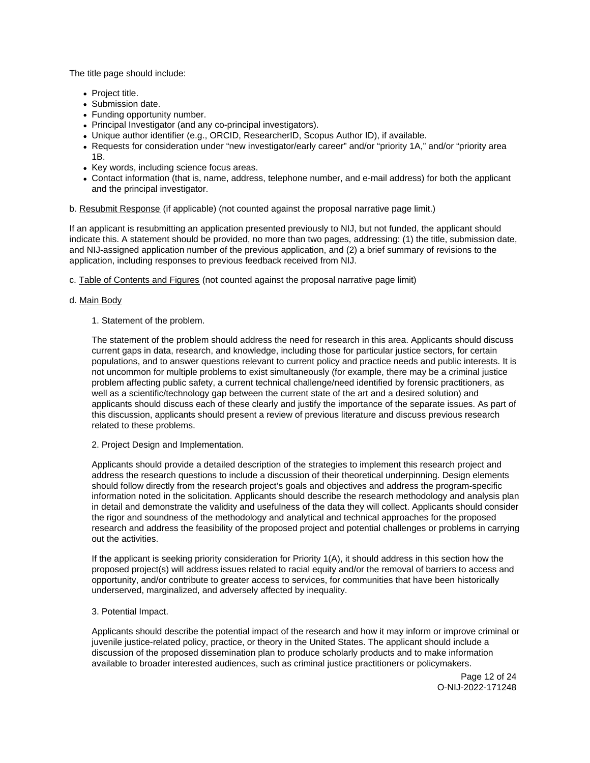The title page should include:

- Project title.
- Submission date.
- Funding opportunity number.
- Principal Investigator (and any co-principal investigators).
- Unique author identifier (e.g., ORCID, ResearcherID, Scopus Author ID), if available.
- Requests for consideration under "new investigator/early career" and/or "priority 1A," and/or "priority area 1B.
- Key words, including science focus areas.
- Contact information (that is, name, address, telephone number, and e-mail address) for both the applicant and the principal investigator.

b. Resubmit Response (if applicable) (not counted against the proposal narrative page limit.)

If an applicant is resubmitting an application presented previously to NIJ, but not funded, the applicant should indicate this. A statement should be provided, no more than two pages, addressing: (1) the title, submission date, and NIJ-assigned application number of the previous application, and (2) a brief summary of revisions to the application, including responses to previous feedback received from NIJ.

c. Table of Contents and Figures (not counted against the proposal narrative page limit)

d. Main Body

1. Statement of the problem.

The statement of the problem should address the need for research in this area. Applicants should discuss current gaps in data, research, and knowledge, including those for particular justice sectors, for certain populations, and to answer questions relevant to current policy and practice needs and public interests. It is not uncommon for multiple problems to exist simultaneously (for example, there may be a criminal justice problem affecting public safety, a current technical challenge/need identified by forensic practitioners, as well as a scientific/technology gap between the current state of the art and a desired solution) and applicants should discuss each of these clearly and justify the importance of the separate issues. As part of this discussion, applicants should present a review of previous literature and discuss previous research related to these problems.

2. Project Design and Implementation.

Applicants should provide a detailed description of the strategies to implement this research project and address the research questions to include a discussion of their theoretical underpinning. Design elements should follow directly from the research project's goals and objectives and address the program-specific information noted in the solicitation. Applicants should describe the research methodology and analysis plan in detail and demonstrate the validity and usefulness of the data they will collect. Applicants should consider the rigor and soundness of the methodology and analytical and technical approaches for the proposed research and address the feasibility of the proposed project and potential challenges or problems in carrying out the activities.

If the applicant is seeking priority consideration for Priority 1(A), it should address in this section how the proposed project(s) will address issues related to racial equity and/or the removal of barriers to access and opportunity, and/or contribute to greater access to services, for communities that have been historically underserved, marginalized, and adversely affected by inequality.

3. Potential Impact.

Applicants should describe the potential impact of the research and how it may inform or improve criminal or juvenile justice-related policy, practice, or theory in the United States. The applicant should include a discussion of the proposed dissemination plan to produce scholarly products and to make information available to broader interested audiences, such as criminal justice practitioners or policymakers.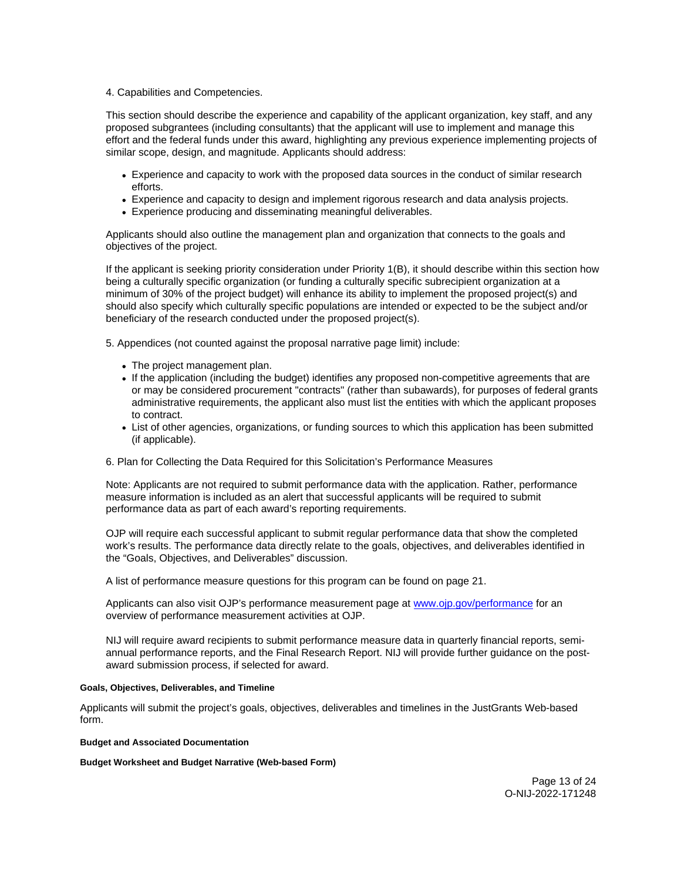4. Capabilities and Competencies.

This section should describe the experience and capability of the applicant organization, key staff, and any proposed subgrantees (including consultants) that the applicant will use to implement and manage this effort and the federal funds under this award, highlighting any previous experience implementing projects of similar scope, design, and magnitude. Applicants should address:

- Experience and capacity to work with the proposed data sources in the conduct of similar research efforts.
- Experience and capacity to design and implement rigorous research and data analysis projects.
- Experience producing and disseminating meaningful deliverables.

Applicants should also outline the management plan and organization that connects to the goals and objectives of the project.

If the applicant is seeking priority consideration under Priority 1(B), it should describe within this section how being a culturally specific organization (or funding a culturally specific subrecipient organization at a minimum of 30% of the project budget) will enhance its ability to implement the proposed project(s) and should also specify which culturally specific populations are intended or expected to be the subject and/or beneficiary of the research conducted under the proposed project(s).

5. Appendices (not counted against the proposal narrative page limit) include:

- The project management plan.
- If the application (including the budget) identifies any proposed non-competitive agreements that are or may be considered procurement "contracts" (rather than subawards), for purposes of federal grants administrative requirements, the applicant also must list the entities with which the applicant proposes to contract.
- List of other agencies, organizations, or funding sources to which this application has been submitted (if applicable).

6. Plan for Collecting the Data Required for this Solicitation's Performance Measures

Note: Applicants are not required to submit performance data with the application. Rather, performance measure information is included as an alert that successful applicants will be required to submit performance data as part of each award's reporting requirements.

OJP will require each successful applicant to submit regular performance data that show the completed work's results. The performance data directly relate to the goals, objectives, and deliverables identified in the "Goals, Objectives, and Deliverables" discussion.

A list of performance measure questions for this program can be found on page 21.

Applicants can also visit OJP's performance measurement page at [www.ojp.gov/performance](www.ojp.gov/performance) for an overview of performance measurement activities at OJP.

NIJ will require award recipients to submit performance measure data in quarterly financial reports, semi-annual performance reports, and the Final Research Report. NIJ will provide further guidance on the post-award submission process, if selected for award.

#### Goals, Objectives, Deliverables, and Timeline

Applicants will submit the project's goals, objectives, deliverables and timelines in the JustGrants Web-based form.

#### Budget and Associated Documentation

#### Budget Worksheet and Budget Narrative (Web-based Form)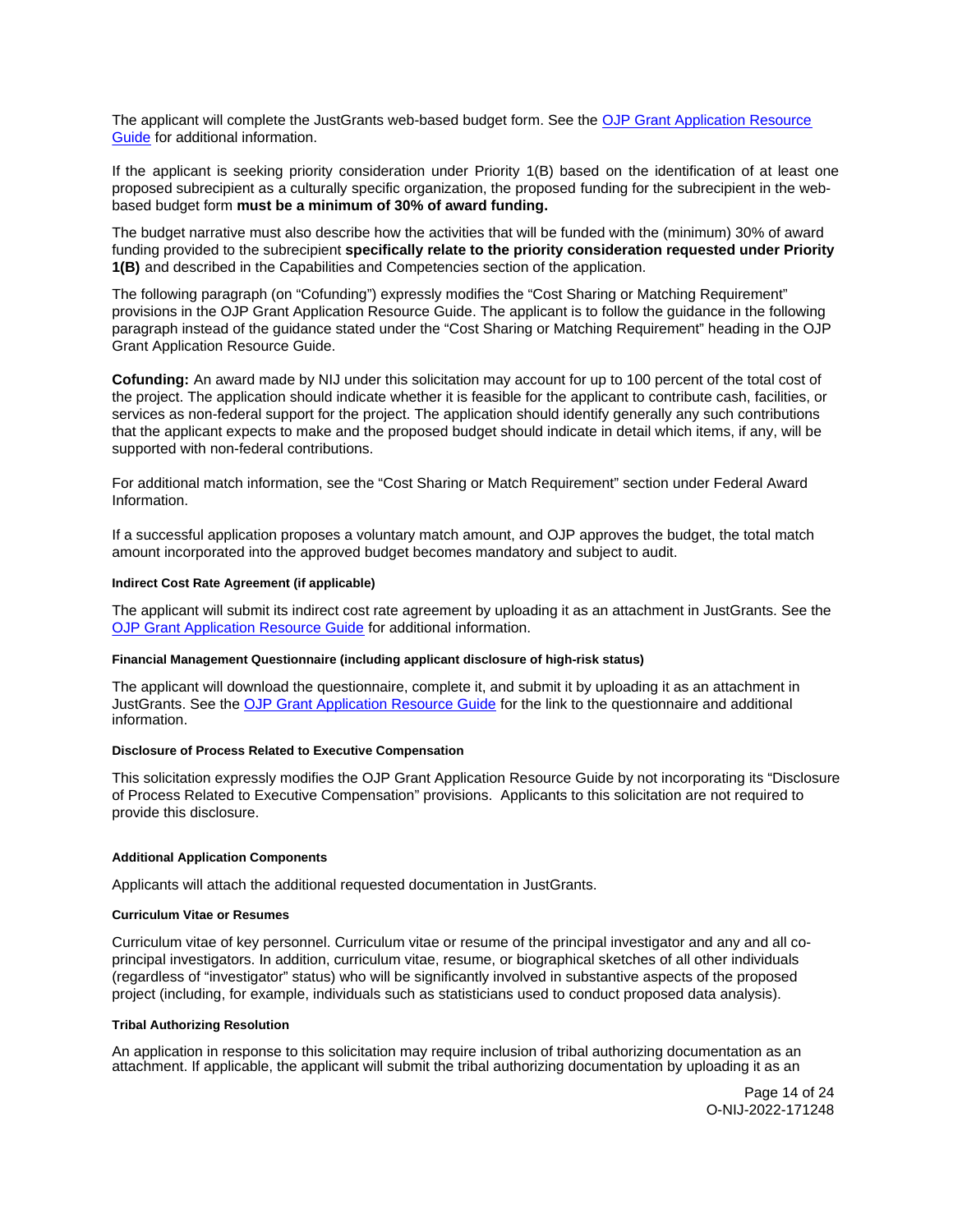The applicant will complete the JustGrants web-based budget form. See the [OJP Grant Application Resource Guide] for additional information.

If the applicant is seeking priority consideration under Priority 1(B) based on the identification of at least one proposed subrecipient as a culturally specific organization, the proposed funding for the subrecipient in the web-based budget form **must be a minimum of 30% of award funding.**

The budget narrative must also describe how the activities that will be funded with the (minimum) 30% of award funding provided to the subrecipient **specifically relate to the priority consideration requested under Priority 1(B)** and described in the Capabilities and Competencies section of the application.

The following paragraph (on "Cofunding") expressly modifies the "Cost Sharing or Matching Requirement" provisions in the OJP Grant Application Resource Guide. The applicant is to follow the guidance in the following paragraph instead of the guidance stated under the "Cost Sharing or Matching Requirement" heading in the OJP Grant Application Resource Guide.

**Cofunding:** An award made by NIJ under this solicitation may account for up to 100 percent of the total cost of the project. The application should indicate whether it is feasible for the applicant to contribute cash, facilities, or services as non-federal support for the project. The application should identify generally any such contributions that the applicant expects to make and the proposed budget should indicate in detail which items, if any, will be supported with non-federal contributions.

For additional match information, see the "Cost Sharing or Match Requirement" section under Federal Award Information.

If a successful application proposes a voluntary match amount, and OJP approves the budget, the total match amount incorporated into the approved budget becomes mandatory and subject to audit.

#### Indirect Cost Rate Agreement (if applicable)

The applicant will submit its indirect cost rate agreement by uploading it as an attachment in JustGrants. See the [OJP Grant Application Resource Guide] for additional information.

#### Financial Management Questionnaire (including applicant disclosure of high-risk status)

The applicant will download the questionnaire, complete it, and submit it by uploading it as an attachment in JustGrants. See the [OJP Grant Application Resource Guide] for the link to the questionnaire and additional information.

#### Disclosure of Process Related to Executive Compensation

This solicitation expressly modifies the OJP Grant Application Resource Guide by not incorporating its "Disclosure of Process Related to Executive Compensation" provisions. Applicants to this solicitation are not required to provide this disclosure.

#### Additional Application Components

Applicants will attach the additional requested documentation in JustGrants.

#### Curriculum Vitae or Resumes

Curriculum vitae of key personnel. Curriculum vitae or resume of the principal investigator and any and all co-principal investigators. In addition, curriculum vitae, resume, or biographical sketches of all other individuals (regardless of "investigator" status) who will be significantly involved in substantive aspects of the proposed project (including, for example, individuals such as statisticians used to conduct proposed data analysis).

#### Tribal Authorizing Resolution

An application in response to this solicitation may require inclusion of tribal authorizing documentation as an attachment. If applicable, the applicant will submit the tribal authorizing documentation by uploading it as an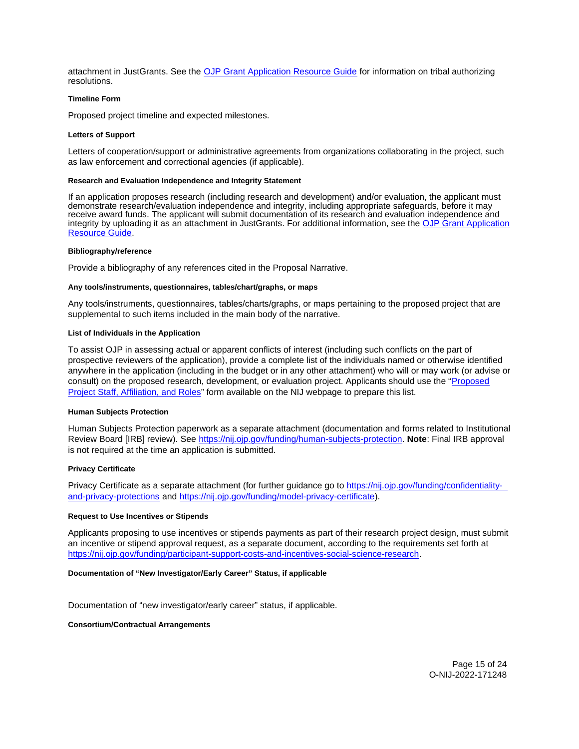attachment in JustGrants. See the [OJP Grant Application Resource Guide] for information on tribal authorizing resolutions.

#### Timeline Form

Proposed project timeline and expected milestones.

#### Letters of Support

Letters of cooperation/support or administrative agreements from organizations collaborating in the project, such as law enforcement and correctional agencies (if applicable).

#### Research and Evaluation Independence and Integrity Statement

If an application proposes research (including research and development) and/or evaluation, the applicant must demonstrate research/evaluation independence and integrity, including appropriate safeguards, before it may receive award funds. The applicant will submit documentation of its research and evaluation independence and integrity by uploading it as an attachment in JustGrants. For additional information, see the OJP Grant Application Resource Guide.

#### Bibliography/reference

Provide a bibliography of any references cited in the Proposal Narrative.

#### Any tools/instruments, questionnaires, tables/chart/graphs, or maps

Any tools/instruments, questionnaires, tables/charts/graphs, or maps pertaining to the proposed project that are supplemental to such items included in the main body of the narrative.

#### List of Individuals in the Application

To assist OJP in assessing actual or apparent conflicts of interest (including such conflicts on the part of prospective reviewers of the application), provide a complete list of the individuals named or otherwise identified anywhere in the application (including in the budget or in any other attachment) who will or may work (or advise or consult) on the proposed research, development, or evaluation project. Applicants should use the "Proposed Project Staff, Affiliation, and Roles" form available on the NIJ webpage to prepare this list.

#### Human Subjects Protection

Human Subjects Protection paperwork as a separate attachment (documentation and forms related to Institutional Review Board [IRB] review). See https://nij.ojp.gov/funding/human-subjects-protection. **Note**: Final IRB approval is not required at the time an application is submitted.

#### Privacy Certificate

Privacy Certificate as a separate attachment (for further guidance go to https://nij.ojp.gov/funding/confidentiality-and-privacy-protections and https://nij.ojp.gov/funding/model-privacy-certificate).

#### Request to Use Incentives or Stipends

Applicants proposing to use incentives or stipends payments as part of their research project design, must submit an incentive or stipend approval request, as a separate document, according to the requirements set forth at https://nij.ojp.gov/funding/participant-support-costs-and-incentives-social-science-research.

#### Documentation of "New Investigator/Early Career" Status, if applicable

Documentation of "new investigator/early career" status, if applicable.

#### Consortium/Contractual Arrangements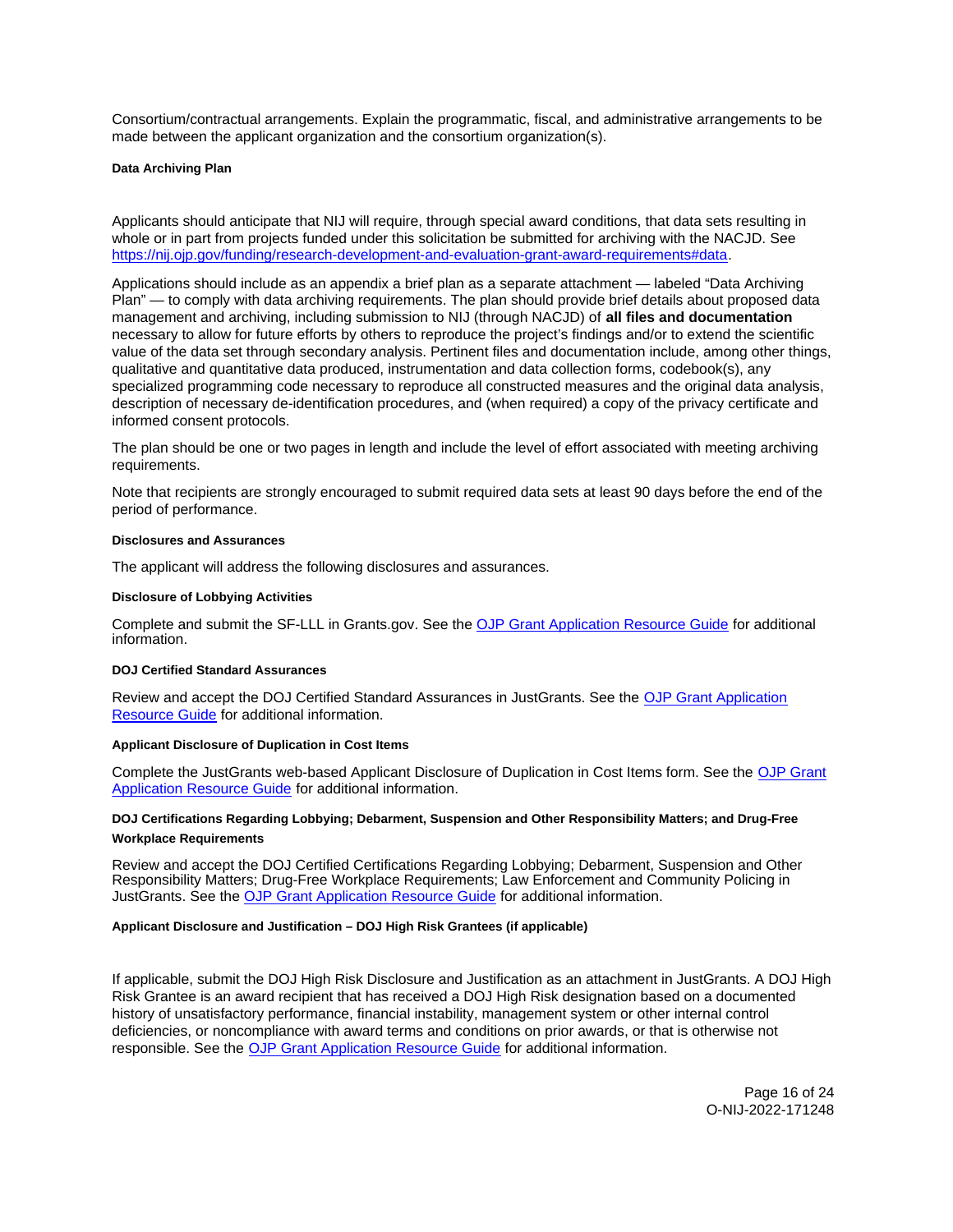Consortium/contractual arrangements. Explain the programmatic, fiscal, and administrative arrangements to be made between the applicant organization and the consortium organization(s).

#### Data Archiving Plan

Applicants should anticipate that NIJ will require, through special award conditions, that data sets resulting in whole or in part from projects funded under this solicitation be submitted for archiving with the NACJD. See [https://nij.ojp.gov/funding/research-development-and-evaluation-grant-award-requirements#data](https://nij.ojp.gov/funding/research-development-and-evaluation-grant-award-requirements#data).

Applications should include as an appendix a brief plan as a separate attachment — labeled "Data Archiving Plan" — to comply with data archiving requirements. The plan should provide brief details about proposed data management and archiving, including submission to NIJ (through NACJD) of **all files and documentation** necessary to allow for future efforts by others to reproduce the project's findings and/or to extend the scientific value of the data set through secondary analysis. Pertinent files and documentation include, among other things, qualitative and quantitative data produced, instrumentation and data collection forms, codebook(s), any specialized programming code necessary to reproduce all constructed measures and the original data analysis, description of necessary de-identification procedures, and (when required) a copy of the privacy certificate and informed consent protocols.

The plan should be one or two pages in length and include the level of effort associated with meeting archiving requirements.

Note that recipients are strongly encouraged to submit required data sets at least 90 days before the end of the period of performance.

#### Disclosures and Assurances

The applicant will address the following disclosures and assurances.

#### Disclosure of Lobbying Activities

Complete and submit the SF-LLL in Grants.gov. See the OJP Grant Application Resource Guide for additional information.

#### DOJ Certified Standard Assurances

Review and accept the DOJ Certified Standard Assurances in JustGrants. See the OJP Grant Application Resource Guide for additional information.

#### Applicant Disclosure of Duplication in Cost Items

Complete the JustGrants web-based Applicant Disclosure of Duplication in Cost Items form. See the OJP Grant Application Resource Guide for additional information.

#### DOJ Certifications Regarding Lobbying; Debarment, Suspension and Other Responsibility Matters; and Drug-Free Workplace Requirements

Review and accept the DOJ Certified Certifications Regarding Lobbying; Debarment, Suspension and Other Responsibility Matters; Drug-Free Workplace Requirements; Law Enforcement and Community Policing in JustGrants. See the OJP Grant Application Resource Guide for additional information.

#### Applicant Disclosure and Justification – DOJ High Risk Grantees (if applicable)

If applicable, submit the DOJ High Risk Disclosure and Justification as an attachment in JustGrants. A DOJ High Risk Grantee is an award recipient that has received a DOJ High Risk designation based on a documented history of unsatisfactory performance, financial instability, management system or other internal control deficiencies, or noncompliance with award terms and conditions on prior awards, or that is otherwise not responsible. See the OJP Grant Application Resource Guide for additional information.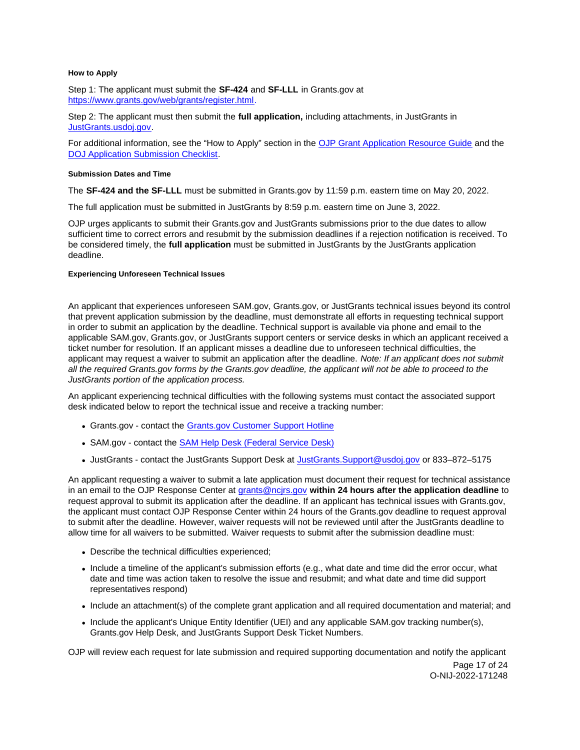#### How to Apply

Step 1: The applicant must submit the **SF-424** and **SF-LLL** in Grants.gov at [https://www.grants.gov/web/grants/register.html](https://www.grants.gov/web/grants/register.html).

Step 2: The applicant must then submit the **full application,** including attachments, in JustGrants in [JustGrants.usdoj.gov](JustGrants.usdoj.gov).

For additional information, see the "How to Apply" section in the [OJP Grant Application Resource Guide](#) and the [DOJ Application Submission Checklist](#).

#### Submission Dates and Time

The **SF-424 and the SF-LLL** must be submitted in Grants.gov by 11:59 p.m. eastern time on May 20, 2022.

The full application must be submitted in JustGrants by 8:59 p.m. eastern time on June 3, 2022.

OJP urges applicants to submit their Grants.gov and JustGrants submissions prior to the due dates to allow sufficient time to correct errors and resubmit by the submission deadlines if a rejection notification is received. To be considered timely, the **full application** must be submitted in JustGrants by the JustGrants application deadline.

#### Experiencing Unforeseen Technical Issues

An applicant that experiences unforeseen SAM.gov, Grants.gov, or JustGrants technical issues beyond its control that prevent application submission by the deadline, must demonstrate all efforts in requesting technical support in order to submit an application by the deadline. Technical support is available via phone and email to the applicable SAM.gov, Grants.gov, or JustGrants support centers or service desks in which an applicant received a ticket number for resolution. If an applicant misses a deadline due to unforeseen technical difficulties, the applicant may request a waiver to submit an application after the deadline. *Note: If an applicant does not submit all the required Grants.gov forms by the Grants.gov deadline, the applicant will not be able to proceed to the JustGrants portion of the application process.*

An applicant experiencing technical difficulties with the following systems must contact the associated support desk indicated below to report the technical issue and receive a tracking number:

- Grants.gov - contact the [Grants.gov Customer Support Hotline](#)
- SAM.gov - contact the [SAM Help Desk (Federal Service Desk)](#)
- JustGrants - contact the JustGrants Support Desk at [JustGrants.Support@usdoj.gov](mailto:JustGrants.Support@usdoj.gov) or 833–872–5175

An applicant requesting a waiver to submit a late application must document their request for technical assistance in an email to the OJP Response Center at [grants@ncjrs.gov](mailto:grants@ncjrs.gov) **within 24 hours after the application deadline** to request approval to submit its application after the deadline. If an applicant has technical issues with Grants.gov, the applicant must contact OJP Response Center within 24 hours of the Grants.gov deadline to request approval to submit after the deadline. However, waiver requests will not be reviewed until after the JustGrants deadline to allow time for all waivers to be submitted. Waiver requests to submit after the submission deadline must:

- Describe the technical difficulties experienced;
- Include a timeline of the applicant's submission efforts (e.g., what date and time did the error occur, what date and time was action taken to resolve the issue and resubmit; and what date and time did support representatives respond)
- Include an attachment(s) of the complete grant application and all required documentation and material; and
- Include the applicant's Unique Entity Identifier (UEI) and any applicable SAM.gov tracking number(s), Grants.gov Help Desk, and JustGrants Support Desk Ticket Numbers.

OJP will review each request for late submission and required supporting documentation and notify the applicant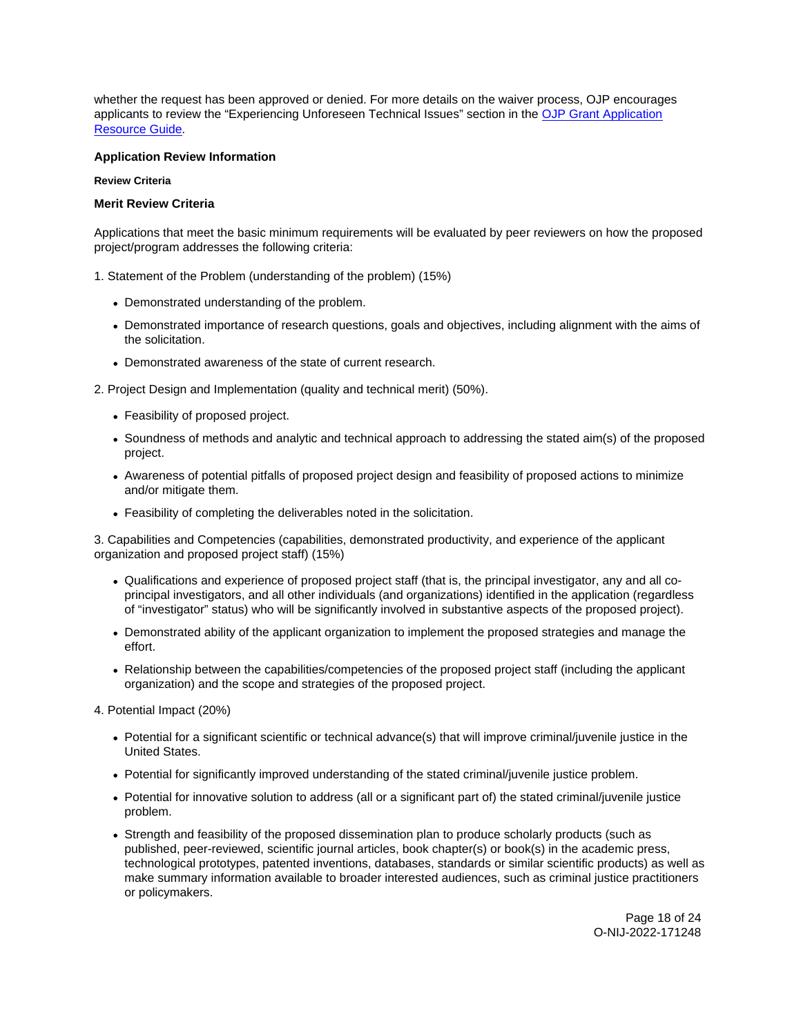whether the request has been approved or denied. For more details on the waiver process, OJP encourages applicants to review the "Experiencing Unforeseen Technical Issues" section in the [OJP Grant Application Resource Guide](#).

## Application Review Information

#### Review Criteria

### Merit Review Criteria

Applications that meet the basic minimum requirements will be evaluated by peer reviewers on how the proposed project/program addresses the following criteria:

1. Statement of the Problem (understanding of the problem) (15%)

- Demonstrated understanding of the problem.
- Demonstrated importance of research questions, goals and objectives, including alignment with the aims of the solicitation.
- Demonstrated awareness of the state of current research.

2. Project Design and Implementation (quality and technical merit) (50%).

- Feasibility of proposed project.
- Soundness of methods and analytic and technical approach to addressing the stated aim(s) of the proposed project.
- Awareness of potential pitfalls of proposed project design and feasibility of proposed actions to minimize and/or mitigate them.
- Feasibility of completing the deliverables noted in the solicitation.

3. Capabilities and Competencies (capabilities, demonstrated productivity, and experience of the applicant organization and proposed project staff) (15%)

- Qualifications and experience of proposed project staff (that is, the principal investigator, any and all co-principal investigators, and all other individuals (and organizations) identified in the application (regardless of "investigator" status) who will be significantly involved in substantive aspects of the proposed project).
- Demonstrated ability of the applicant organization to implement the proposed strategies and manage the effort.
- Relationship between the capabilities/competencies of the proposed project staff (including the applicant organization) and the scope and strategies of the proposed project.

4. Potential Impact (20%)

- Potential for a significant scientific or technical advance(s) that will improve criminal/juvenile justice in the United States.
- Potential for significantly improved understanding of the stated criminal/juvenile justice problem.
- Potential for innovative solution to address (all or a significant part of) the stated criminal/juvenile justice problem.
- Strength and feasibility of the proposed dissemination plan to produce scholarly products (such as published, peer-reviewed, scientific journal articles, book chapter(s) or book(s) in the academic press, technological prototypes, patented inventions, databases, standards or similar scientific products) as well as make summary information available to broader interested audiences, such as criminal justice practitioners or policymakers.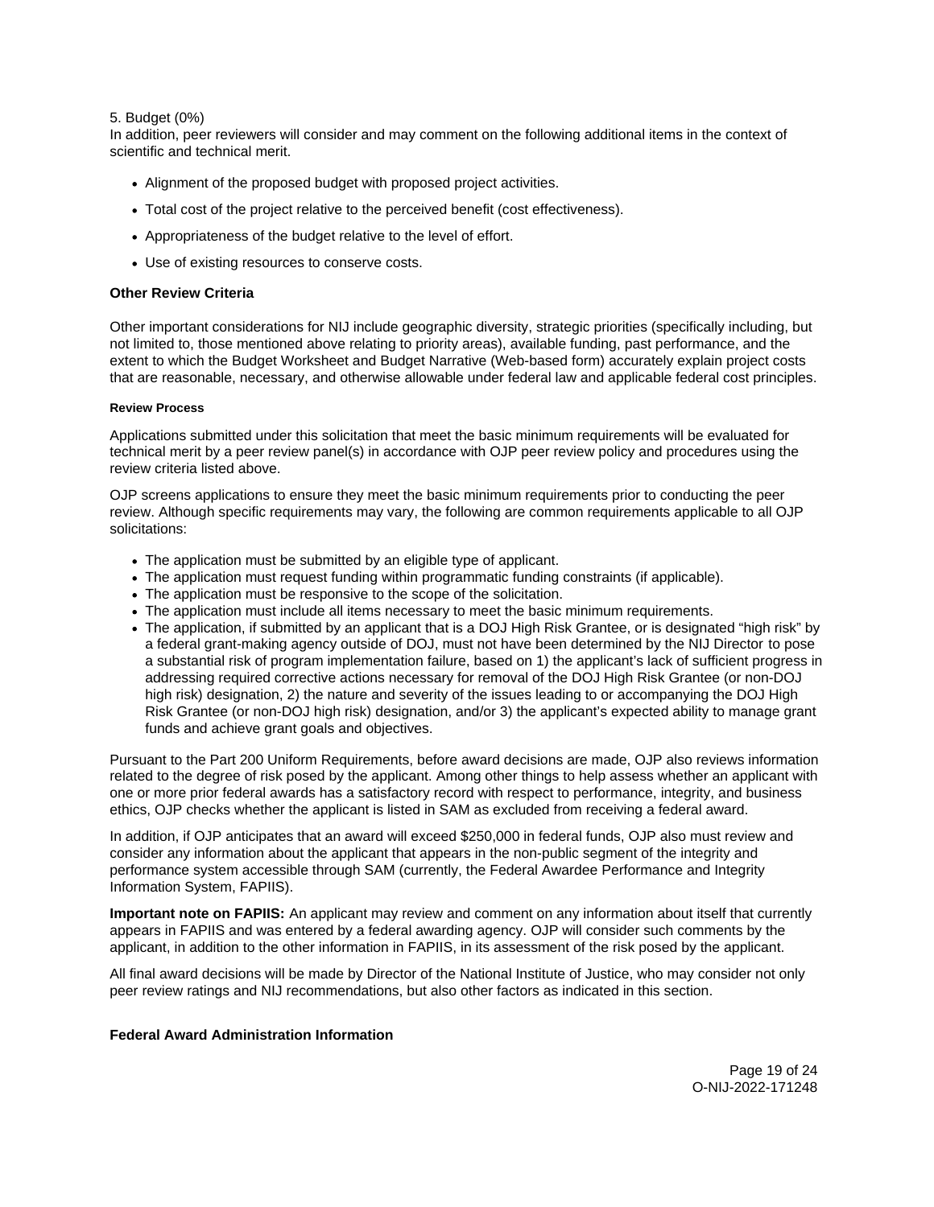5. Budget (0%)

In addition, peer reviewers will consider and may comment on the following additional items in the context of scientific and technical merit.

- Alignment of the proposed budget with proposed project activities.
- Total cost of the project relative to the perceived benefit (cost effectiveness).
- Appropriateness of the budget relative to the level of effort.
- Use of existing resources to conserve costs.

**Other Review Criteria**

Other important considerations for NIJ include geographic diversity, strategic priorities (specifically including, but not limited to, those mentioned above relating to priority areas), available funding, past performance, and the extent to which the Budget Worksheet and Budget Narrative (Web-based form) accurately explain project costs that are reasonable, necessary, and otherwise allowable under federal law and applicable federal cost principles.

#### Review Process

Applications submitted under this solicitation that meet the basic minimum requirements will be evaluated for technical merit by a peer review panel(s) in accordance with OJP peer review policy and procedures using the review criteria listed above.

OJP screens applications to ensure they meet the basic minimum requirements prior to conducting the peer review. Although specific requirements may vary, the following are common requirements applicable to all OJP solicitations:

- The application must be submitted by an eligible type of applicant.
- The application must request funding within programmatic funding constraints (if applicable).
- The application must be responsive to the scope of the solicitation.
- The application must include all items necessary to meet the basic minimum requirements.
- The application, if submitted by an applicant that is a DOJ High Risk Grantee, or is designated "high risk" by a federal grant-making agency outside of DOJ, must not have been determined by the NIJ Director to pose a substantial risk of program implementation failure, based on 1) the applicant's lack of sufficient progress in addressing required corrective actions necessary for removal of the DOJ High Risk Grantee (or non-DOJ high risk) designation, 2) the nature and severity of the issues leading to or accompanying the DOJ High Risk Grantee (or non-DOJ high risk) designation, and/or 3) the applicant's expected ability to manage grant funds and achieve grant goals and objectives.

Pursuant to the Part 200 Uniform Requirements, before award decisions are made, OJP also reviews information related to the degree of risk posed by the applicant. Among other things to help assess whether an applicant with one or more prior federal awards has a satisfactory record with respect to performance, integrity, and business ethics, OJP checks whether the applicant is listed in SAM as excluded from receiving a federal award.

In addition, if OJP anticipates that an award will exceed $250,000 in federal funds, OJP also must review and consider any information about the applicant that appears in the non-public segment of the integrity and performance system accessible through SAM (currently, the Federal Awardee Performance and Integrity Information System, FAPIIS).

**Important note on FAPIIS:** An applicant may review and comment on any information about itself that currently appears in FAPIIS and was entered by a federal awarding agency. OJP will consider such comments by the applicant, in addition to the other information in FAPIIS, in its assessment of the risk posed by the applicant.

All final award decisions will be made by Director of the National Institute of Justice, who may consider not only peer review ratings and NIJ recommendations, but also other factors as indicated in this section.

**Federal Award Administration Information**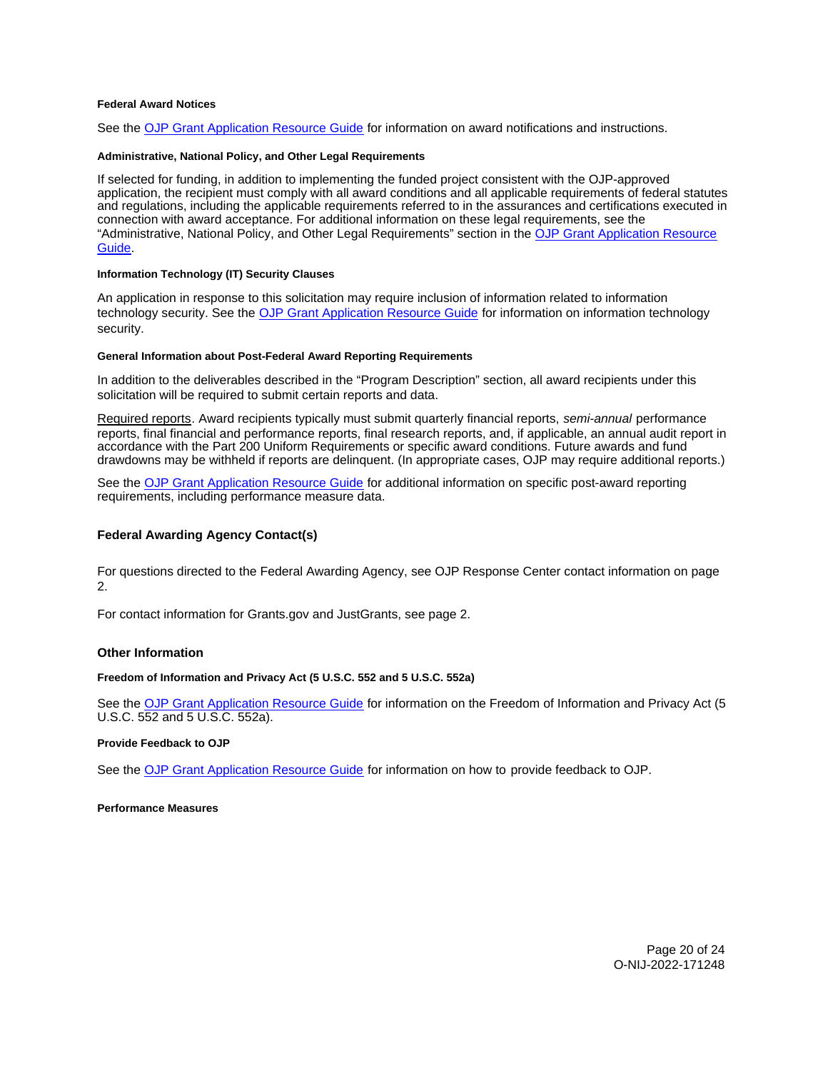#### Federal Award Notices

See the [OJP Grant Application Resource Guide] for information on award notifications and instructions.

#### Administrative, National Policy, and Other Legal Requirements

If selected for funding, in addition to implementing the funded project consistent with the OJP-approved application, the recipient must comply with all award conditions and all applicable requirements of federal statutes and regulations, including the applicable requirements referred to in the assurances and certifications executed in connection with award acceptance. For additional information on these legal requirements, see the "Administrative, National Policy, and Other Legal Requirements" section in the [OJP Grant Application Resource Guide].

#### Information Technology (IT) Security Clauses

An application in response to this solicitation may require inclusion of information related to information technology security. See the [OJP Grant Application Resource Guide] for information on information technology security.

#### General Information about Post-Federal Award Reporting Requirements

In addition to the deliverables described in the "Program Description" section, all award recipients under this solicitation will be required to submit certain reports and data.

Required reports. Award recipients typically must submit quarterly financial reports, *semi-annual* performance reports, final financial and performance reports, final research reports, and, if applicable, an annual audit report in accordance with the Part 200 Uniform Requirements or specific award conditions. Future awards and fund drawdowns may be withheld if reports are delinquent. (In appropriate cases, OJP may require additional reports.)

See the [OJP Grant Application Resource Guide] for additional information on specific post-award reporting requirements, including performance measure data.

### Federal Awarding Agency Contact(s)

For questions directed to the Federal Awarding Agency, see OJP Response Center contact information on page 2.

For contact information for Grants.gov and JustGrants, see page 2.

### Other Information

#### Freedom of Information and Privacy Act (5 U.S.C. 552 and 5 U.S.C. 552a)

See the [OJP Grant Application Resource Guide] for information on the Freedom of Information and Privacy Act (5 U.S.C. 552 and 5 U.S.C. 552a).

#### Provide Feedback to OJP

See the [OJP Grant Application Resource Guide] for information on how to provide feedback to OJP.

#### Performance Measures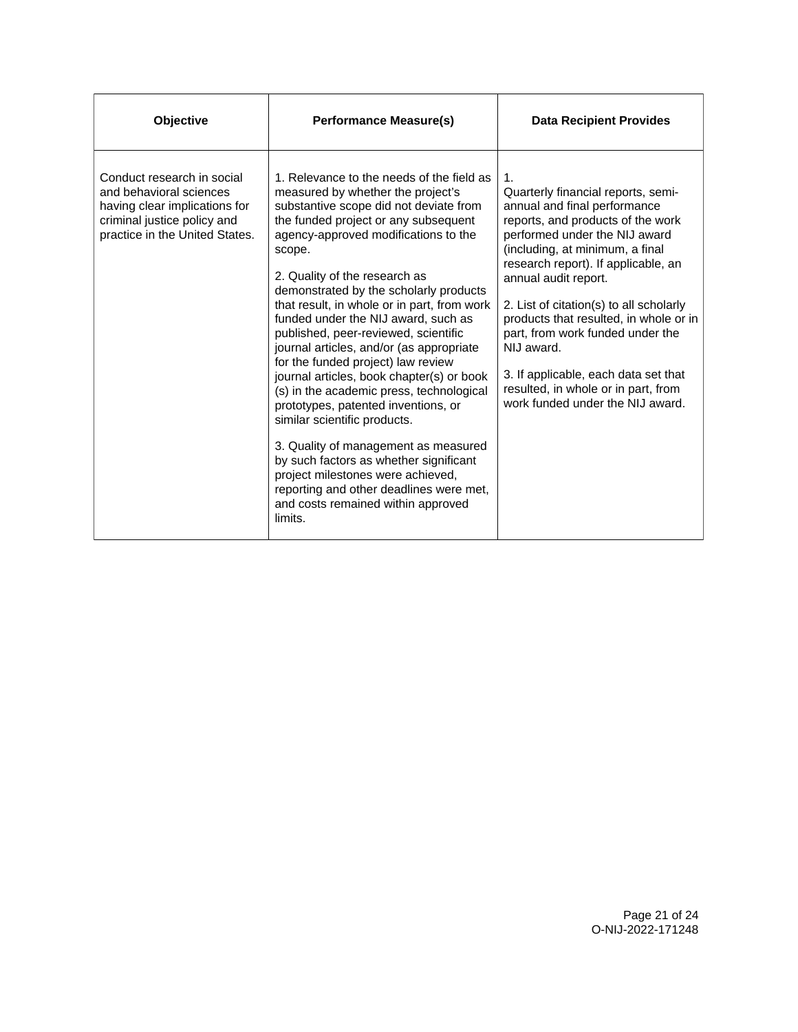| Objective | Performance Measure(s) | Data Recipient Provides |
|---|---|---|
| Conduct research in social and behavioral sciences having clear implications for criminal justice policy and practice in the United States. | 1. Relevance to the needs of the field as measured by whether the project's substantive scope did not deviate from the funded project or any subsequent agency-approved modifications to the scope.<br><br>2. Quality of the research as demonstrated by the scholarly products that result, in whole or in part, from work funded under the NIJ award, such as published, peer-reviewed, scientific journal articles, and/or (as appropriate for the funded project) law review journal articles, book chapter(s) or book (s) in the academic press, technological prototypes, patented inventions, or similar scientific products.<br><br>3. Quality of management as measured by such factors as whether significant project milestones were achieved, reporting and other deadlines were met, and costs remained within approved limits. | 1.<br>Quarterly financial reports, semi-annual and final performance reports, and products of the work performed under the NIJ award (including, at minimum, a final research report). If applicable, an annual audit report.<br><br>2. List of citation(s) to all scholarly products that resulted, in whole or in part, from work funded under the NIJ award.<br><br>3. If applicable, each data set that resulted, in whole or in part, from work funded under the NIJ award. |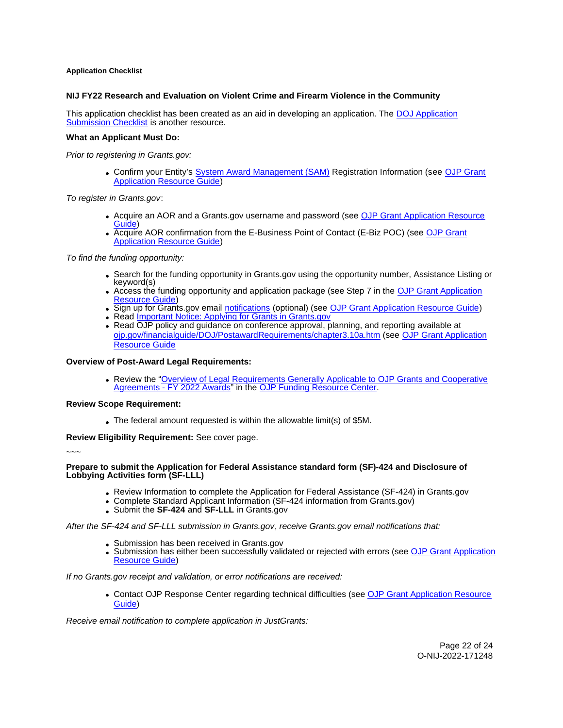**Application Checklist**

**NIJ FY22 Research and Evaluation on Violent Crime and Firearm Violence in the Community**

This application checklist has been created as an aid in developing an application. The DOJ Application Submission Checklist is another resource.

**What an Applicant Must Do:**

*Prior to registering in Grants.gov:*

- Confirm your Entity's System Award Management (SAM) Registration Information (see OJP Grant Application Resource Guide)

*To register in Grants.gov*:

- Acquire an AOR and a Grants.gov username and password (see OJP Grant Application Resource Guide)
- Acquire AOR confirmation from the E-Business Point of Contact (E-Biz POC) (see OJP Grant Application Resource Guide)

*To find the funding opportunity:*

- Search for the funding opportunity in Grants.gov using the opportunity number, Assistance Listing or keyword(s)
- Access the funding opportunity and application package (see Step 7 in the OJP Grant Application Resource Guide)
- Sign up for Grants.gov email notifications (optional) (see OJP Grant Application Resource Guide)
- Read Important Notice: Applying for Grants in Grants.gov
- Read OJP policy and guidance on conference approval, planning, and reporting available at ojp.gov/financialguide/DOJ/PostawardRequirements/chapter3.10a.htm (see OJP Grant Application Resource Guide)

**Overview of Post-Award Legal Requirements:**

- Review the "Overview of Legal Requirements Generally Applicable to OJP Grants and Cooperative Agreements - FY 2022 Awards" in the OJP Funding Resource Center.

**Review Scope Requirement:**

- The federal amount requested is within the allowable limit(s) of $5M.

**Review Eligibility Requirement:** See cover page.

~~~

**Prepare to submit the Application for Federal Assistance standard form (SF)-424 and Disclosure of Lobbying Activities form (SF-LLL)**

- Review Information to complete the Application for Federal Assistance (SF-424) in Grants.gov
- Complete Standard Applicant Information (SF-424 information from Grants.gov)
- Submit the **SF-424** and **SF-LLL** in Grants.gov

*After the SF-424 and SF-LLL submission in Grants.gov*, *receive Grants.gov email notifications that:*

- Submission has been received in Grants.gov
- Submission has either been successfully validated or rejected with errors (see OJP Grant Application Resource Guide)

*If no Grants.gov receipt and validation, or error notifications are received:*

- Contact OJP Response Center regarding technical difficulties (see OJP Grant Application Resource Guide)

*Receive email notification to complete application in JustGrants:*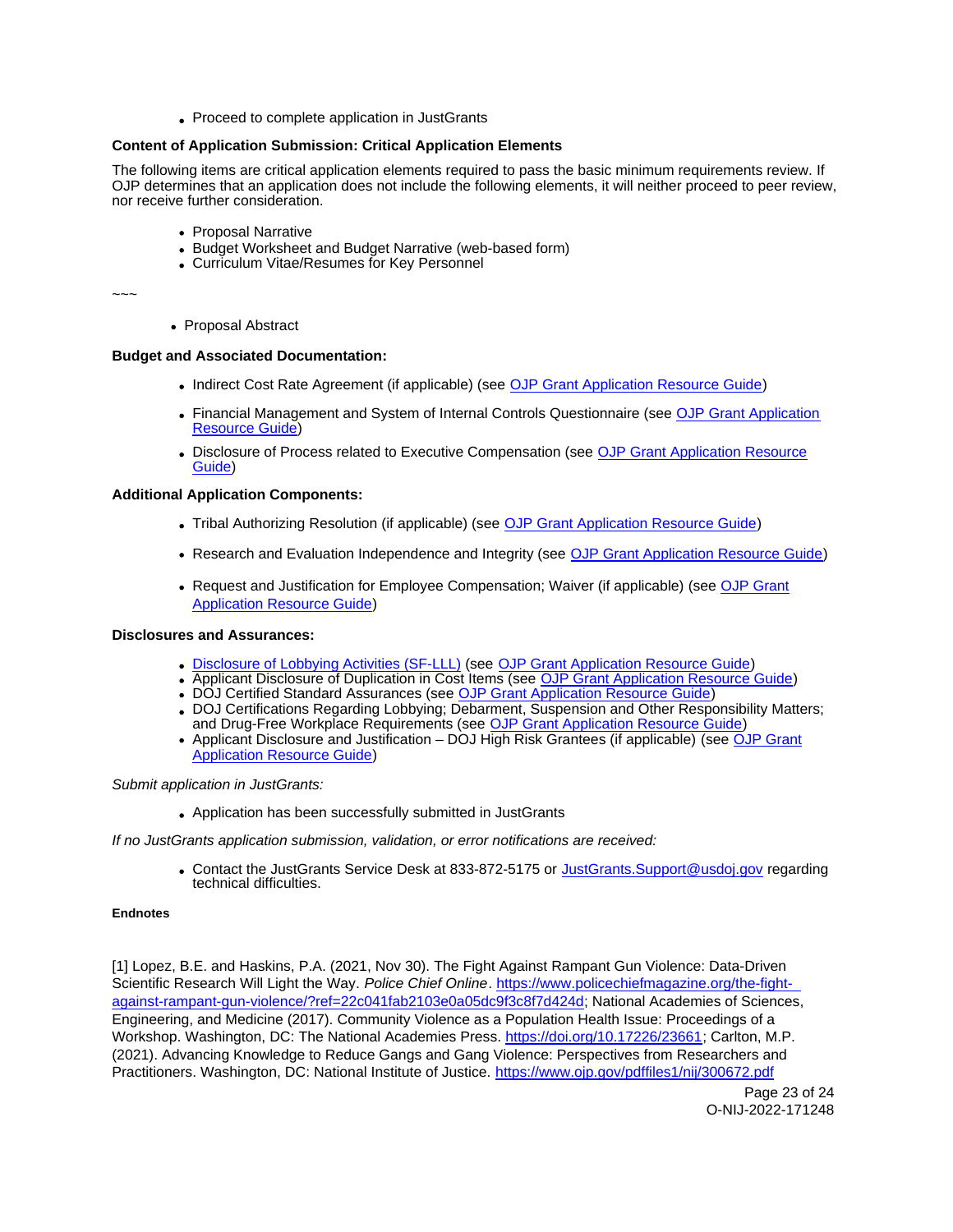- Proceed to complete application in JustGrants

**Content of Application Submission: Critical Application Elements**

The following items are critical application elements required to pass the basic minimum requirements review. If OJP determines that an application does not include the following elements, it will neither proceed to peer review, nor receive further consideration.

- Proposal Narrative
- Budget Worksheet and Budget Narrative (web-based form)
- Curriculum Vitae/Resumes for Key Personnel

~~~

- Proposal Abstract

**Budget and Associated Documentation:**

- Indirect Cost Rate Agreement (if applicable) (see [OJP Grant Application Resource Guide](#))
- Financial Management and System of Internal Controls Questionnaire (see [OJP Grant Application Resource Guide](#))
- Disclosure of Process related to Executive Compensation (see [OJP Grant Application Resource Guide](#))

**Additional Application Components:**

- Tribal Authorizing Resolution (if applicable) (see [OJP Grant Application Resource Guide](#))
- Research and Evaluation Independence and Integrity (see [OJP Grant Application Resource Guide](#))
- Request and Justification for Employee Compensation; Waiver (if applicable) (see [OJP Grant Application Resource Guide](#))

**Disclosures and Assurances:**

- [Disclosure of Lobbying Activities (SF-LLL)](#) (see [OJP Grant Application Resource Guide](#))
- Applicant Disclosure of Duplication in Cost Items (see [OJP Grant Application Resource Guide](#))
- DOJ Certified Standard Assurances (see [OJP Grant Application Resource Guide](#))
- DOJ Certifications Regarding Lobbying; Debarment, Suspension and Other Responsibility Matters; and Drug-Free Workplace Requirements (see [OJP Grant Application Resource Guide](#))
- Applicant Disclosure and Justification – DOJ High Risk Grantees (if applicable) (see [OJP Grant Application Resource Guide](#))

*Submit application in JustGrants:*

- Application has been successfully submitted in JustGrants

*If no JustGrants application submission, validation, or error notifications are received:*

- Contact the JustGrants Service Desk at 833-872-5175 or [JustGrants.Support@usdoj.gov](mailto:JustGrants.Support@usdoj.gov) regarding technical difficulties.

**Endnotes**

[1] Lopez, B.E. and Haskins, P.A. (2021, Nov 30). The Fight Against Rampant Gun Violence: Data-Driven Scientific Research Will Light the Way. *Police Chief Online*. https://www.policechiefmagazine.org/the-fight-against-rampant-gun-violence/?ref=22c041fab2103e0a05dc9f3c8f7d424d; National Academies of Sciences, Engineering, and Medicine (2017). Community Violence as a Population Health Issue: Proceedings of a Workshop. Washington, DC: The National Academies Press. https://doi.org/10.17226/23661; Carlton, M.P. (2021). Advancing Knowledge to Reduce Gangs and Gang Violence: Perspectives from Researchers and Practitioners. Washington, DC: National Institute of Justice. https://www.ojp.gov/pdffiles1/nij/300672.pdf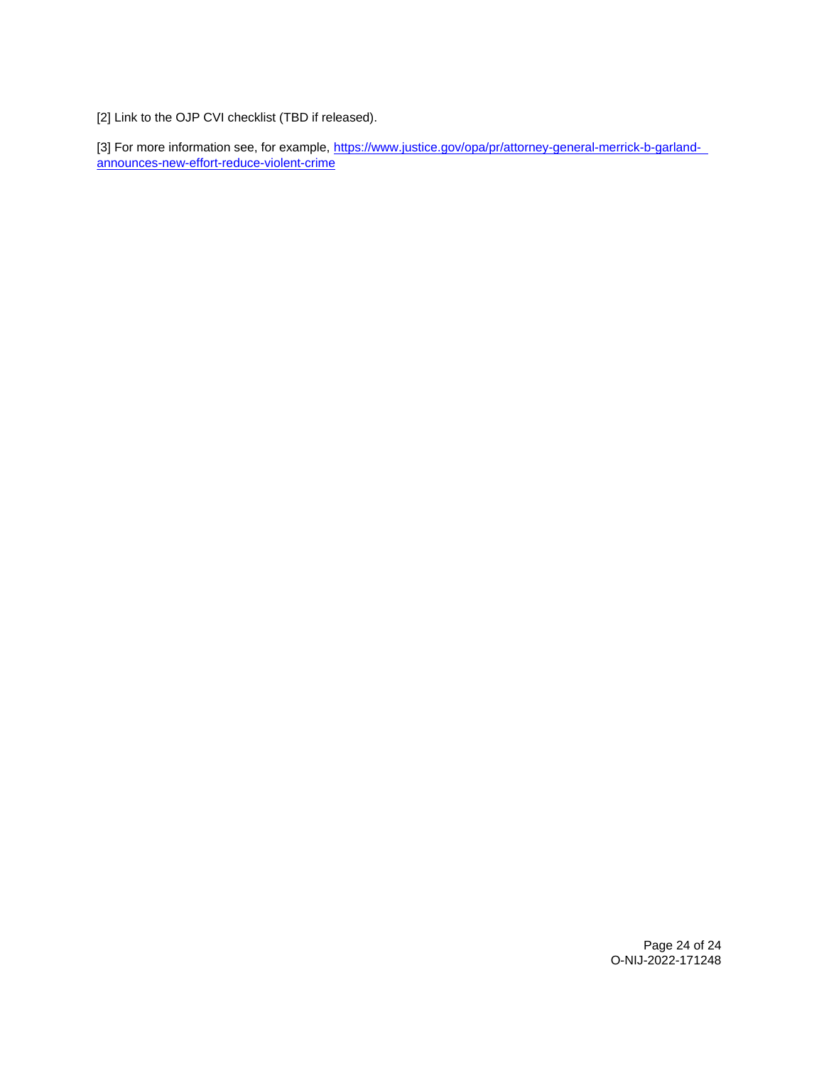[2] Link to the OJP CVI checklist (TBD if released).

[3] For more information see, for example, [https://www.justice.gov/opa/pr/attorney-general-merrick-b-garland-announces-new-effort-reduce-violent-crime](https://www.justice.gov/opa/pr/attorney-general-merrick-b-garland-announces-new-effort-reduce-violent-crime)